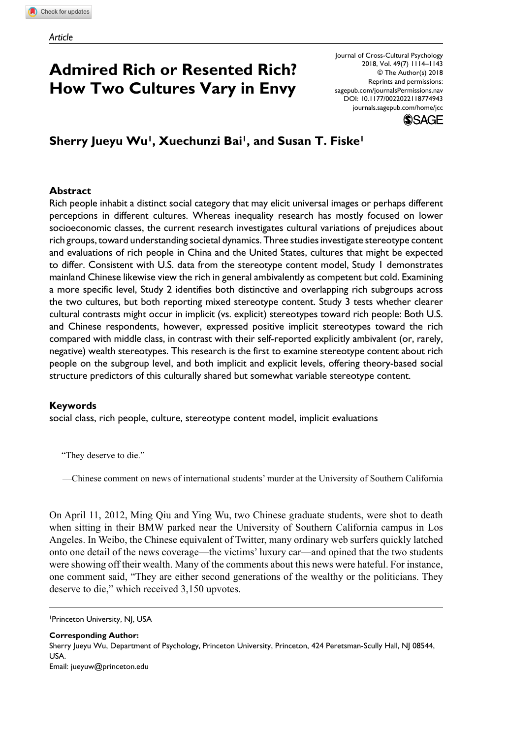*Article*

# Admired Rich or Resented Rich? How Two Cultures Vary in Envy

**Sherry Jueyu Wu[1], Xuechunzi Bai[1], and Susan T. Fiske[1]**

## Abstract

Rich people inhabit a distinct social category that may elicit universal images or perhaps different perceptions in different cultures. Whereas inequality research has mostly focused on lower socioeconomic classes, the current research investigates cultural variations of prejudices about rich groups, toward understanding societal dynamics. Three studies investigate stereotype content and evaluations of rich people in China and the United States, cultures that might be expected to differ. Consistent with U.S. data from the stereotype content model, Study 1 demonstrates mainland Chinese likewise view the rich in general ambivalently as competent but cold. Examining a more specific level, Study 2 identifies both distinctive and overlapping rich subgroups across the two cultures, but both reporting mixed stereotype content. Study 3 tests whether clearer cultural contrasts might occur in implicit (vs. explicit) stereotypes toward rich people: Both U.S. and Chinese respondents, however, expressed positive implicit stereotypes toward the rich compared with middle class, in contrast with their self-reported explicitly ambivalent (or, rarely, negative) wealth stereotypes. This research is the first to examine stereotype content about rich people on the subgroup level, and both implicit and explicit levels, offering theory-based social structure predictors of this culturally shared but somewhat variable stereotype content.

## Keywords

social class, rich people, culture, stereotype content model, implicit evaluations

> "They deserve to die."
>
> —Chinese comment on news of international students' murder at the University of Southern California

On April 11, 2012, Ming Qiu and Ying Wu, two Chinese graduate students, were shot to death when sitting in their BMW parked near the University of Southern California campus in Los Angeles. In Weibo, the Chinese equivalent of Twitter, many ordinary web surfers quickly latched onto one detail of the news coverage—the victims' luxury car—and opined that the two students were showing off their wealth. Many of the comments about this news were hateful. For instance, one comment said, "They are either second generations of the wealthy or the politicians. They deserve to die," which received 3,150 upvotes.

---

[1]Princeton University, NJ, USA

**Corresponding Author:**
Sherry Jueyu Wu, Department of Psychology, Princeton University, Princeton, 424 Peretsman-Scully Hall, NJ 08544, USA.
Email: jueyuw@princeton.edu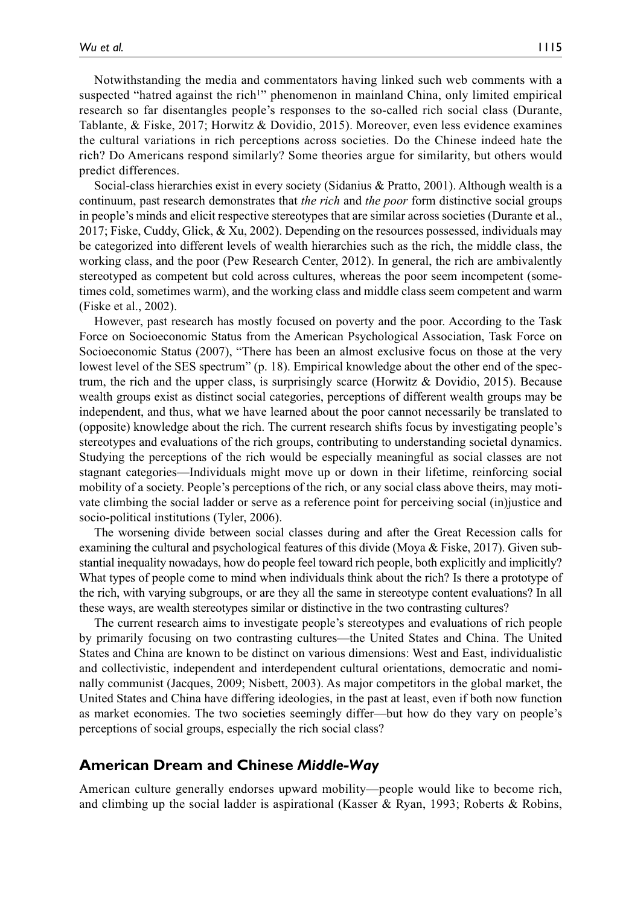Notwithstanding the media and commentators having linked such web comments with a suspected "hatred against the rich[1]" phenomenon in mainland China, only limited empirical research so far disentangles people's responses to the so-called rich social class (Durante, Tablante, & Fiske, 2017; Horwitz & Dovidio, 2015). Moreover, even less evidence examines the cultural variations in rich perceptions across societies. Do the Chinese indeed hate the rich? Do Americans respond similarly? Some theories argue for similarity, but others would predict differences.

Social-class hierarchies exist in every society (Sidanius & Pratto, 2001). Although wealth is a continuum, past research demonstrates that *the rich* and *the poor* form distinctive social groups in people's minds and elicit respective stereotypes that are similar across societies (Durante et al., 2017; Fiske, Cuddy, Glick, & Xu, 2002). Depending on the resources possessed, individuals may be categorized into different levels of wealth hierarchies such as the rich, the middle class, the working class, and the poor (Pew Research Center, 2012). In general, the rich are ambivalently stereotyped as competent but cold across cultures, whereas the poor seem incompetent (sometimes cold, sometimes warm), and the working class and middle class seem competent and warm (Fiske et al., 2002).

However, past research has mostly focused on poverty and the poor. According to the Task Force on Socioeconomic Status from the American Psychological Association, Task Force on Socioeconomic Status (2007), "There has been an almost exclusive focus on those at the very lowest level of the SES spectrum" (p. 18). Empirical knowledge about the other end of the spectrum, the rich and the upper class, is surprisingly scarce (Horwitz & Dovidio, 2015). Because wealth groups exist as distinct social categories, perceptions of different wealth groups may be independent, and thus, what we have learned about the poor cannot necessarily be translated to (opposite) knowledge about the rich. The current research shifts focus by investigating people's stereotypes and evaluations of the rich groups, contributing to understanding societal dynamics. Studying the perceptions of the rich would be especially meaningful as social classes are not stagnant categories—Individuals might move up or down in their lifetime, reinforcing social mobility of a society. People's perceptions of the rich, or any social class above theirs, may motivate climbing the social ladder or serve as a reference point for perceiving social (in)justice and socio-political institutions (Tyler, 2006).

The worsening divide between social classes during and after the Great Recession calls for examining the cultural and psychological features of this divide (Moya & Fiske, 2017). Given substantial inequality nowadays, how do people feel toward rich people, both explicitly and implicitly? What types of people come to mind when individuals think about the rich? Is there a prototype of the rich, with varying subgroups, or are they all the same in stereotype content evaluations? In all these ways, are wealth stereotypes similar or distinctive in the two contrasting cultures?

The current research aims to investigate people's stereotypes and evaluations of rich people by primarily focusing on two contrasting cultures—the United States and China. The United States and China are known to be distinct on various dimensions: West and East, individualistic and collectivistic, independent and interdependent cultural orientations, democratic and nominally communist (Jacques, 2009; Nisbett, 2003). As major competitors in the global market, the United States and China have differing ideologies, in the past at least, even if both now function as market economies. The two societies seemingly differ—but how do they vary on people's perceptions of social groups, especially the rich social class?

## American Dream and Chinese *Middle-Way*

American culture generally endorses upward mobility—people would like to become rich, and climbing up the social ladder is aspirational (Kasser & Ryan, 1993; Roberts & Robins,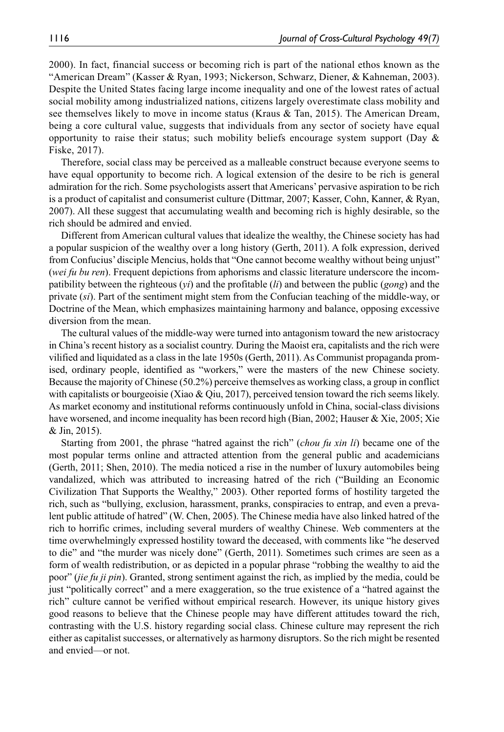2000). In fact, financial success or becoming rich is part of the national ethos known as the "American Dream" (Kasser & Ryan, 1993; Nickerson, Schwarz, Diener, & Kahneman, 2003). Despite the United States facing large income inequality and one of the lowest rates of actual social mobility among industrialized nations, citizens largely overestimate class mobility and see themselves likely to move in income status (Kraus & Tan, 2015). The American Dream, being a core cultural value, suggests that individuals from any sector of society have equal opportunity to raise their status; such mobility beliefs encourage system support (Day & Fiske, 2017).

Therefore, social class may be perceived as a malleable construct because everyone seems to have equal opportunity to become rich. A logical extension of the desire to be rich is general admiration for the rich. Some psychologists assert that Americans' pervasive aspiration to be rich is a product of capitalist and consumerist culture (Dittmar, 2007; Kasser, Cohn, Kanner, & Ryan, 2007). All these suggest that accumulating wealth and becoming rich is highly desirable, so the rich should be admired and envied.

Different from American cultural values that idealize the wealthy, the Chinese society has had a popular suspicion of the wealthy over a long history (Gerth, 2011). A folk expression, derived from Confucius' disciple Mencius, holds that "One cannot become wealthy without being unjust" (*wei fu bu ren*). Frequent depictions from aphorisms and classic literature underscore the incompatibility between the righteous (*yi*) and the profitable (*li*) and between the public (*gong*) and the private (*si*). Part of the sentiment might stem from the Confucian teaching of the middle-way, or Doctrine of the Mean, which emphasizes maintaining harmony and balance, opposing excessive diversion from the mean.

The cultural values of the middle-way were turned into antagonism toward the new aristocracy in China's recent history as a socialist country. During the Maoist era, capitalists and the rich were vilified and liquidated as a class in the late 1950s (Gerth, 2011). As Communist propaganda promised, ordinary people, identified as "workers," were the masters of the new Chinese society. Because the majority of Chinese (50.2%) perceive themselves as working class, a group in conflict with capitalists or bourgeoisie (Xiao & Qiu, 2017), perceived tension toward the rich seems likely. As market economy and institutional reforms continuously unfold in China, social-class divisions have worsened, and income inequality has been record high (Bian, 2002; Hauser & Xie, 2005; Xie & Jin, 2015).

Starting from 2001, the phrase "hatred against the rich" (*chou fu xin li*) became one of the most popular terms online and attracted attention from the general public and academicians (Gerth, 2011; Shen, 2010). The media noticed a rise in the number of luxury automobiles being vandalized, which was attributed to increasing hatred of the rich ("Building an Economic Civilization That Supports the Wealthy," 2003). Other reported forms of hostility targeted the rich, such as "bullying, exclusion, harassment, pranks, conspiracies to entrap, and even a prevalent public attitude of hatred" (W. Chen, 2005). The Chinese media have also linked hatred of the rich to horrific crimes, including several murders of wealthy Chinese. Web commenters at the time overwhelmingly expressed hostility toward the deceased, with comments like "he deserved to die" and "the murder was nicely done" (Gerth, 2011). Sometimes such crimes are seen as a form of wealth redistribution, or as depicted in a popular phrase "robbing the wealthy to aid the poor" (*jie fu ji pin*). Granted, strong sentiment against the rich, as implied by the media, could be just "politically correct" and a mere exaggeration, so the true existence of a "hatred against the rich" culture cannot be verified without empirical research. However, its unique history gives good reasons to believe that the Chinese people may have different attitudes toward the rich, contrasting with the U.S. history regarding social class. Chinese culture may represent the rich either as capitalist successes, or alternatively as harmony disruptors. So the rich might be resented and envied—or not.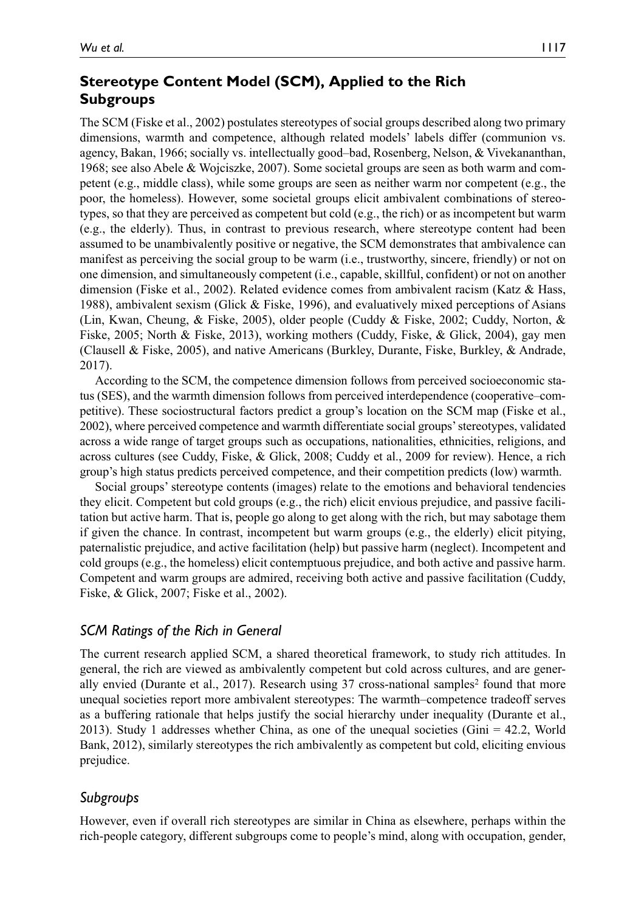## Stereotype Content Model (SCM), Applied to the Rich Subgroups

The SCM (Fiske et al., 2002) postulates stereotypes of social groups described along two primary dimensions, warmth and competence, although related models' labels differ (communion vs. agency, Bakan, 1966; socially vs. intellectually good–bad, Rosenberg, Nelson, & Vivekananthan, 1968; see also Abele & Wojciszke, 2007). Some societal groups are seen as both warm and competent (e.g., middle class), while some groups are seen as neither warm nor competent (e.g., the poor, the homeless). However, some societal groups elicit ambivalent combinations of stereotypes, so that they are perceived as competent but cold (e.g., the rich) or as incompetent but warm (e.g., the elderly). Thus, in contrast to previous research, where stereotype content had been assumed to be unambivalently positive or negative, the SCM demonstrates that ambivalence can manifest as perceiving the social group to be warm (i.e., trustworthy, sincere, friendly) or not on one dimension, and simultaneously competent (i.e., capable, skillful, confident) or not on another dimension (Fiske et al., 2002). Related evidence comes from ambivalent racism (Katz & Hass, 1988), ambivalent sexism (Glick & Fiske, 1996), and evaluatively mixed perceptions of Asians (Lin, Kwan, Cheung, & Fiske, 2005), older people (Cuddy & Fiske, 2002; Cuddy, Norton, & Fiske, 2005; North & Fiske, 2013), working mothers (Cuddy, Fiske, & Glick, 2004), gay men (Clausell & Fiske, 2005), and native Americans (Burkley, Durante, Fiske, Burkley, & Andrade, 2017).

According to the SCM, the competence dimension follows from perceived socioeconomic status (SES), and the warmth dimension follows from perceived interdependence (cooperative–competitive). These sociostructural factors predict a group's location on the SCM map (Fiske et al., 2002), where perceived competence and warmth differentiate social groups' stereotypes, validated across a wide range of target groups such as occupations, nationalities, ethnicities, religions, and across cultures (see Cuddy, Fiske, & Glick, 2008; Cuddy et al., 2009 for review). Hence, a rich group's high status predicts perceived competence, and their competition predicts (low) warmth.

Social groups' stereotype contents (images) relate to the emotions and behavioral tendencies they elicit. Competent but cold groups (e.g., the rich) elicit envious prejudice, and passive facilitation but active harm. That is, people go along to get along with the rich, but may sabotage them if given the chance. In contrast, incompetent but warm groups (e.g., the elderly) elicit pitying, paternalistic prejudice, and active facilitation (help) but passive harm (neglect). Incompetent and cold groups (e.g., the homeless) elicit contemptuous prejudice, and both active and passive harm. Competent and warm groups are admired, receiving both active and passive facilitation (Cuddy, Fiske, & Glick, 2007; Fiske et al., 2002).

### SCM Ratings of the Rich in General

The current research applied SCM, a shared theoretical framework, to study rich attitudes. In general, the rich are viewed as ambivalently competent but cold across cultures, and are generally envied (Durante et al., 2017). Research using 37 cross-national samples[2] found that more unequal societies report more ambivalent stereotypes: The warmth–competence tradeoff serves as a buffering rationale that helps justify the social hierarchy under inequality (Durante et al., 2013). Study 1 addresses whether China, as one of the unequal societies (Gini = 42.2, World Bank, 2012), similarly stereotypes the rich ambivalently as competent but cold, eliciting envious prejudice.

### Subgroups

However, even if overall rich stereotypes are similar in China as elsewhere, perhaps within the rich-people category, different subgroups come to people's mind, along with occupation, gender,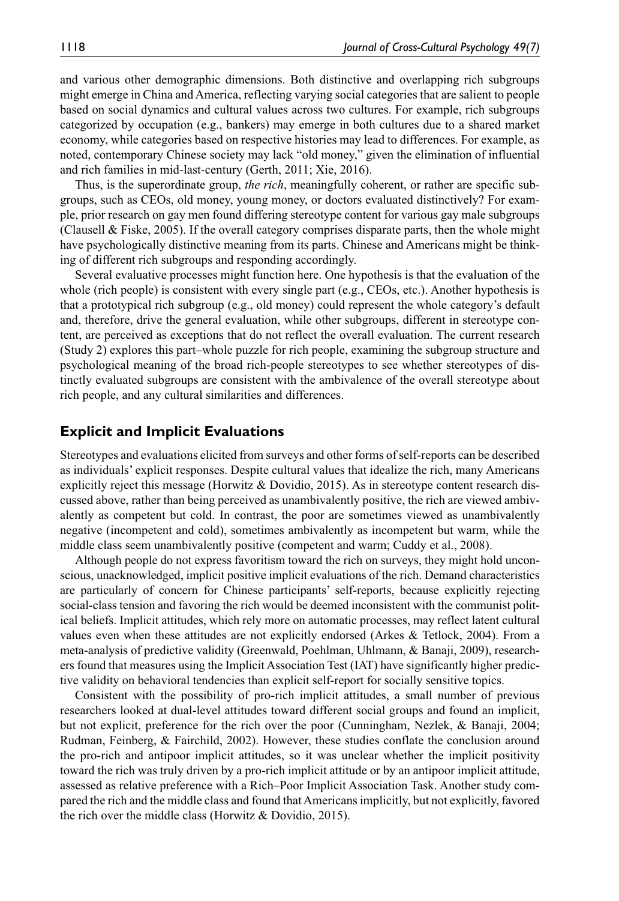and various other demographic dimensions. Both distinctive and overlapping rich subgroups might emerge in China and America, reflecting varying social categories that are salient to people based on social dynamics and cultural values across two cultures. For example, rich subgroups categorized by occupation (e.g., bankers) may emerge in both cultures due to a shared market economy, while categories based on respective histories may lead to differences. For example, as noted, contemporary Chinese society may lack "old money," given the elimination of influential and rich families in mid-last-century (Gerth, 2011; Xie, 2016).

Thus, is the superordinate group, *the rich*, meaningfully coherent, or rather are specific subgroups, such as CEOs, old money, young money, or doctors evaluated distinctively? For example, prior research on gay men found differing stereotype content for various gay male subgroups (Clausell & Fiske, 2005). If the overall category comprises disparate parts, then the whole might have psychologically distinctive meaning from its parts. Chinese and Americans might be thinking of different rich subgroups and responding accordingly.

Several evaluative processes might function here. One hypothesis is that the evaluation of the whole (rich people) is consistent with every single part (e.g., CEOs, etc.). Another hypothesis is that a prototypical rich subgroup (e.g., old money) could represent the whole category's default and, therefore, drive the general evaluation, while other subgroups, different in stereotype content, are perceived as exceptions that do not reflect the overall evaluation. The current research (Study 2) explores this part–whole puzzle for rich people, examining the subgroup structure and psychological meaning of the broad rich-people stereotypes to see whether stereotypes of distinctly evaluated subgroups are consistent with the ambivalence of the overall stereotype about rich people, and any cultural similarities and differences.

## Explicit and Implicit Evaluations

Stereotypes and evaluations elicited from surveys and other forms of self-reports can be described as individuals' explicit responses. Despite cultural values that idealize the rich, many Americans explicitly reject this message (Horwitz & Dovidio, 2015). As in stereotype content research discussed above, rather than being perceived as unambivalently positive, the rich are viewed ambivalently as competent but cold. In contrast, the poor are sometimes viewed as unambivalently negative (incompetent and cold), sometimes ambivalently as incompetent but warm, while the middle class seem unambivalently positive (competent and warm; Cuddy et al., 2008).

Although people do not express favoritism toward the rich on surveys, they might hold unconscious, unacknowledged, implicit positive implicit evaluations of the rich. Demand characteristics are particularly of concern for Chinese participants' self-reports, because explicitly rejecting social-class tension and favoring the rich would be deemed inconsistent with the communist political beliefs. Implicit attitudes, which rely more on automatic processes, may reflect latent cultural values even when these attitudes are not explicitly endorsed (Arkes & Tetlock, 2004). From a meta-analysis of predictive validity (Greenwald, Poehlman, Uhlmann, & Banaji, 2009), researchers found that measures using the Implicit Association Test (IAT) have significantly higher predictive validity on behavioral tendencies than explicit self-report for socially sensitive topics.

Consistent with the possibility of pro-rich implicit attitudes, a small number of previous researchers looked at dual-level attitudes toward different social groups and found an implicit, but not explicit, preference for the rich over the poor (Cunningham, Nezlek, & Banaji, 2004; Rudman, Feinberg, & Fairchild, 2002). However, these studies conflate the conclusion around the pro-rich and antipoor implicit attitudes, so it was unclear whether the implicit positivity toward the rich was truly driven by a pro-rich implicit attitude or by an antipoor implicit attitude, assessed as relative preference with a Rich–Poor Implicit Association Task. Another study compared the rich and the middle class and found that Americans implicitly, but not explicitly, favored the rich over the middle class (Horwitz & Dovidio, 2015).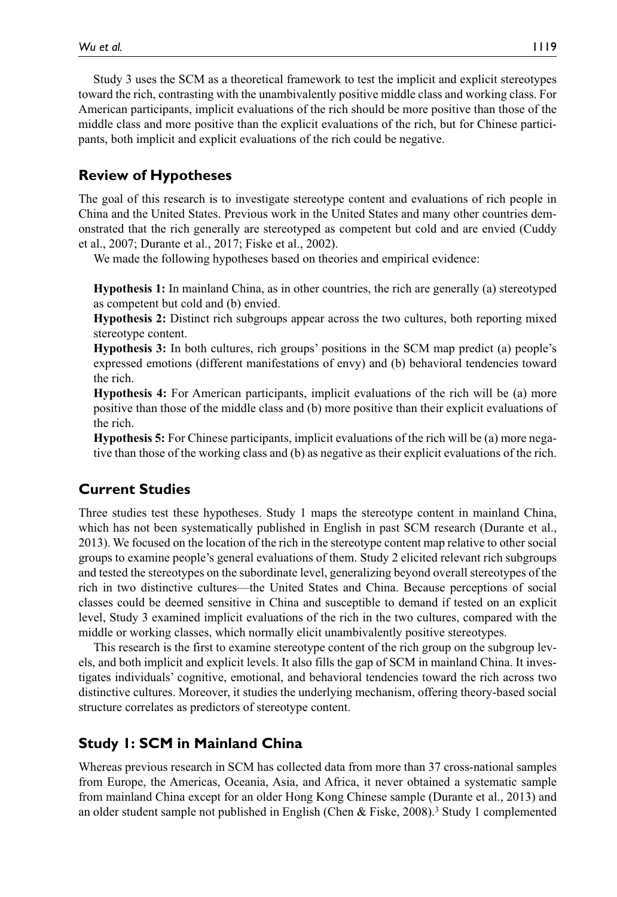Study 3 uses the SCM as a theoretical framework to test the implicit and explicit stereotypes toward the rich, contrasting with the unambivalently positive middle class and working class. For American participants, implicit evaluations of the rich should be more positive than those of the middle class and more positive than the explicit evaluations of the rich, but for Chinese participants, both implicit and explicit evaluations of the rich could be negative.

## Review of Hypotheses

The goal of this research is to investigate stereotype content and evaluations of rich people in China and the United States. Previous work in the United States and many other countries demonstrated that the rich generally are stereotyped as competent but cold and are envied (Cuddy et al., 2007; Durante et al., 2017; Fiske et al., 2002).

We made the following hypotheses based on theories and empirical evidence:

**Hypothesis 1:** In mainland China, as in other countries, the rich are generally (a) stereotyped as competent but cold and (b) envied.

**Hypothesis 2:** Distinct rich subgroups appear across the two cultures, both reporting mixed stereotype content.

**Hypothesis 3:** In both cultures, rich groups' positions in the SCM map predict (a) people's expressed emotions (different manifestations of envy) and (b) behavioral tendencies toward the rich.

**Hypothesis 4:** For American participants, implicit evaluations of the rich will be (a) more positive than those of the middle class and (b) more positive than their explicit evaluations of the rich.

**Hypothesis 5:** For Chinese participants, implicit evaluations of the rich will be (a) more negative than those of the working class and (b) as negative as their explicit evaluations of the rich.

## Current Studies

Three studies test these hypotheses. Study 1 maps the stereotype content in mainland China, which has not been systematically published in English in past SCM research (Durante et al., 2013). We focused on the location of the rich in the stereotype content map relative to other social groups to examine people's general evaluations of them. Study 2 elicited relevant rich subgroups and tested the stereotypes on the subordinate level, generalizing beyond overall stereotypes of the rich in two distinctive cultures—the United States and China. Because perceptions of social classes could be deemed sensitive in China and susceptible to demand if tested on an explicit level, Study 3 examined implicit evaluations of the rich in the two cultures, compared with the middle or working classes, which normally elicit unambivalently positive stereotypes.

This research is the first to examine stereotype content of the rich group on the subgroup levels, and both implicit and explicit levels. It also fills the gap of SCM in mainland China. It investigates individuals' cognitive, emotional, and behavioral tendencies toward the rich across two distinctive cultures. Moreover, it studies the underlying mechanism, offering theory-based social structure correlates as predictors of stereotype content.

## Study 1: SCM in Mainland China

Whereas previous research in SCM has collected data from more than 37 cross-national samples from Europe, the Americas, Oceania, Asia, and Africa, it never obtained a systematic sample from mainland China except for an older Hong Kong Chinese sample (Durante et al., 2013) and an older student sample not published in English (Chen & Fiske, 2008).[3] Study 1 complemented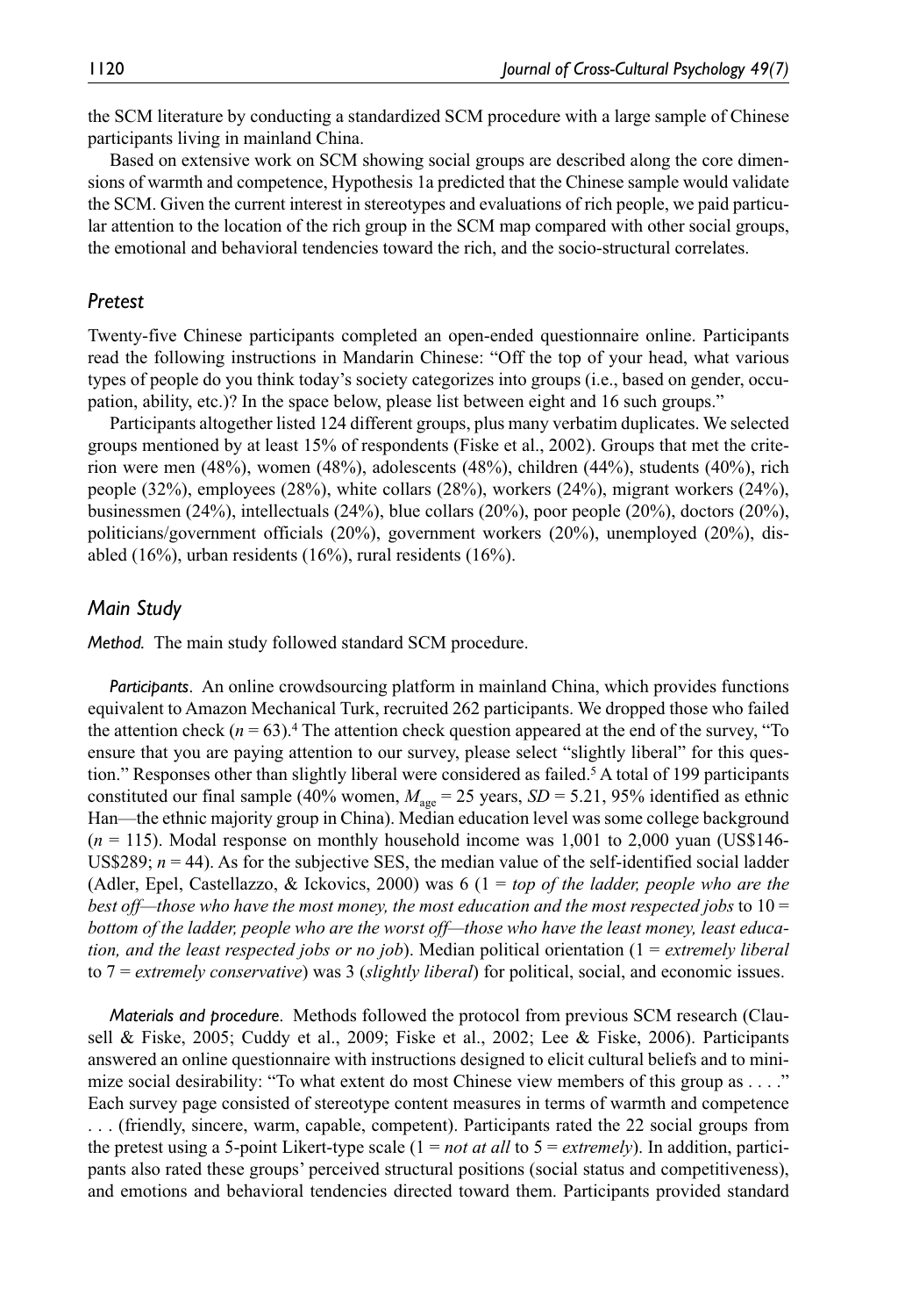the SCM literature by conducting a standardized SCM procedure with a large sample of Chinese participants living in mainland China.

Based on extensive work on SCM showing social groups are described along the core dimensions of warmth and competence, Hypothesis 1a predicted that the Chinese sample would validate the SCM. Given the current interest in stereotypes and evaluations of rich people, we paid particular attention to the location of the rich group in the SCM map compared with other social groups, the emotional and behavioral tendencies toward the rich, and the socio-structural correlates.

## *Pretest*

Twenty-five Chinese participants completed an open-ended questionnaire online. Participants read the following instructions in Mandarin Chinese: "Off the top of your head, what various types of people do you think today's society categorizes into groups (i.e., based on gender, occupation, ability, etc.)? In the space below, please list between eight and 16 such groups."

Participants altogether listed 124 different groups, plus many verbatim duplicates. We selected groups mentioned by at least 15% of respondents (Fiske et al., 2002). Groups that met the criterion were men (48%), women (48%), adolescents (48%), children (44%), students (40%), rich people (32%), employees (28%), white collars (28%), workers (24%), migrant workers (24%), businessmen (24%), intellectuals (24%), blue collars (20%), poor people (20%), doctors (20%), politicians/government officials (20%), government workers (20%), unemployed (20%), disabled (16%), urban residents (16%), rural residents (16%).

## *Main Study*

*Method.* The main study followed standard SCM procedure.

*Participants*. An online crowdsourcing platform in mainland China, which provides functions equivalent to Amazon Mechanical Turk, recruited 262 participants. We dropped those who failed the attention check ($n = 63$).[4] The attention check question appeared at the end of the survey, "To ensure that you are paying attention to our survey, please select "slightly liberal" for this question." Responses other than slightly liberal were considered as failed.[5] A total of 199 participants constituted our final sample (40% women, $M_{age} = 25$ years, $SD = 5.21$, 95% identified as ethnic Han—the ethnic majority group in China). Median education level was some college background ($n = 115$). Modal response on monthly household income was 1,001 to 2,000 yuan (US$146-US$289; $n = 44$). As for the subjective SES, the median value of the self-identified social ladder (Adler, Epel, Castellazzo, & Ickovics, 2000) was 6 (1 = *top of the ladder, people who are the best off—those who have the most money, the most education and the most respected jobs* to 10 = *bottom of the ladder, people who are the worst off—those who have the least money, least education, and the least respected jobs or no job*). Median political orientation (1 = *extremely liberal* to 7 = *extremely conservative*) was 3 (*slightly liberal*) for political, social, and economic issues.

*Materials and procedure*. Methods followed the protocol from previous SCM research (Clausell & Fiske, 2005; Cuddy et al., 2009; Fiske et al., 2002; Lee & Fiske, 2006). Participants answered an online questionnaire with instructions designed to elicit cultural beliefs and to minimize social desirability: "To what extent do most Chinese view members of this group as . . . ." Each survey page consisted of stereotype content measures in terms of warmth and competence . . . (friendly, sincere, warm, capable, competent). Participants rated the 22 social groups from the pretest using a 5-point Likert-type scale (1 = *not at all* to 5 = *extremely*). In addition, participants also rated these groups' perceived structural positions (social status and competitiveness), and emotions and behavioral tendencies directed toward them. Participants provided standard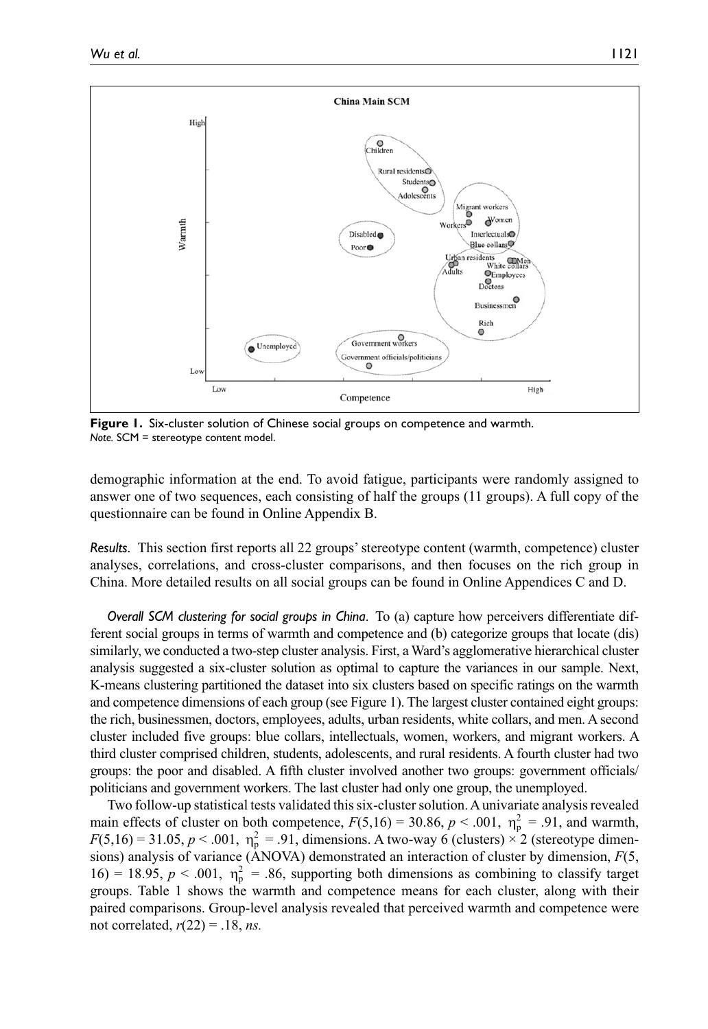**Figure 1.** Six-cluster solution of Chinese social groups on competence and warmth.
*Note.* SCM = stereotype content model.

demographic information at the end. To avoid fatigue, participants were randomly assigned to answer one of two sequences, each consisting of half the groups (11 groups). A full copy of the questionnaire can be found in Online Appendix B.

*Results.* This section first reports all 22 groups' stereotype content (warmth, competence) cluster analyses, correlations, and cross-cluster comparisons, and then focuses on the rich group in China. More detailed results on all social groups can be found in Online Appendices C and D.

*Overall SCM clustering for social groups in China.* To (a) capture how perceivers differentiate different social groups in terms of warmth and competence and (b) categorize groups that locate (dis) similarly, we conducted a two-step cluster analysis. First, a Ward's agglomerative hierarchical cluster analysis suggested a six-cluster solution as optimal to capture the variances in our sample. Next, K-means clustering partitioned the dataset into six clusters based on specific ratings on the warmth and competence dimensions of each group (see Figure 1). The largest cluster contained eight groups: the rich, businessmen, doctors, employees, adults, urban residents, white collars, and men. A second cluster included five groups: blue collars, intellectuals, women, workers, and migrant workers. A third cluster comprised children, students, adolescents, and rural residents. A fourth cluster had two groups: the poor and disabled. A fifth cluster involved another two groups: government officials/ politicians and government workers. The last cluster had only one group, the unemployed.

Two follow-up statistical tests validated this six-cluster solution. A univariate analysis revealed main effects of cluster on both competence, $F(5,16) = 30.86$, $p < .001$, $\eta_p^2 = .91$, and warmth, $F(5,16) = 31.05$, $p < .001$, $\eta_p^2 = .91$, dimensions. A two-way 6 (clusters) × 2 (stereotype dimensions) analysis of variance (ANOVA) demonstrated an interaction of cluster by dimension, $F(5, 16) = 18.95$, $p < .001$, $\eta_p^2 = .86$, supporting both dimensions as combining to classify target groups. Table 1 shows the warmth and competence means for each cluster, along with their paired comparisons. Group-level analysis revealed that perceived warmth and competence were not correlated, $r(22) = .18$, *ns.*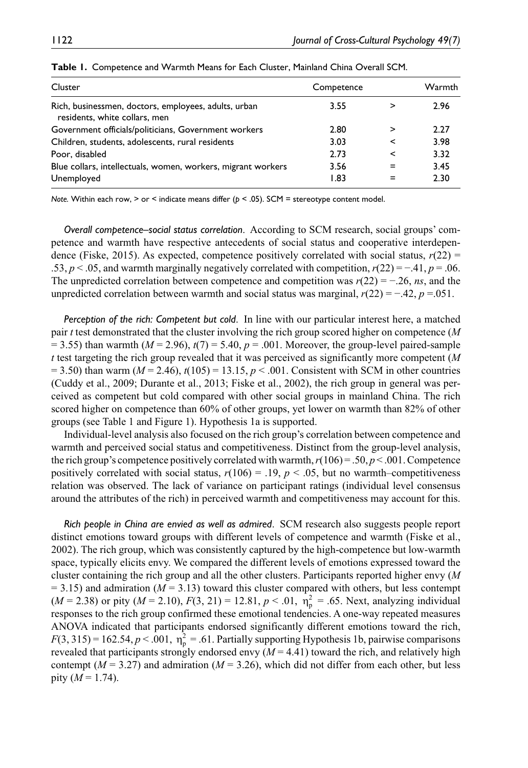**Table 1.** Competence and Warmth Means for Each Cluster, Mainland China Overall SCM.

| Cluster | Competence | | Warmth |
|---|---|---|---|
| Rich, businessmen, doctors, employees, adults, urban residents, white collars, men | 3.55 | > | 2.96 |
| Government officials/politicians, Government workers | 2.80 | > | 2.27 |
| Children, students, adolescents, rural residents | 3.03 | < | 3.98 |
| Poor, disabled | 2.73 | < | 3.32 |
| Blue collars, intellectuals, women, workers, migrant workers | 3.56 | = | 3.45 |
| Unemployed | 1.83 | = | 2.30 |

*Note.* Within each row, > or < indicate means differ ($p < .05$). SCM = stereotype content model.

*Overall competence–social status correlation*. According to SCM research, social groups' competence and warmth have respective antecedents of social status and cooperative interdependence (Fiske, 2015). As expected, competence positively correlated with social status, $r(22) = .53$, $p < .05$, and warmth marginally negatively correlated with competition, $r(22) = -.41$, $p = .06$. The unpredicted correlation between competence and competition was $r(22) = -.26$, *ns*, and the unpredicted correlation between warmth and social status was marginal, $r(22) = -.42$, $p = .051$.

*Perception of the rich: Competent but cold*. In line with our particular interest here, a matched pair $t$ test demonstrated that the cluster involving the rich group scored higher on competence ($M = 3.55$) than warmth ($M = 2.96$), $t(7) = 5.40$, $p = .001$. Moreover, the group-level paired-sample $t$ test targeting the rich group revealed that it was perceived as significantly more competent ($M = 3.50$) than warm ($M = 2.46$), $t(105) = 13.15$, $p < .001$. Consistent with SCM in other countries (Cuddy et al., 2009; Durante et al., 2013; Fiske et al., 2002), the rich group in general was perceived as competent but cold compared with other social groups in mainland China. The rich scored higher on competence than 60% of other groups, yet lower on warmth than 82% of other groups (see Table 1 and Figure 1). Hypothesis 1a is supported.

Individual-level analysis also focused on the rich group's correlation between competence and warmth and perceived social status and competitiveness. Distinct from the group-level analysis, the rich group's competence positively correlated with warmth, $r(106) = .50$, $p < .001$. Competence positively correlated with social status, $r(106) = .19$, $p < .05$, but no warmth–competitiveness relation was observed. The lack of variance on participant ratings (individual level consensus around the attributes of the rich) in perceived warmth and competitiveness may account for this.

*Rich people in China are envied as well as admired*. SCM research also suggests people report distinct emotions toward groups with different levels of competence and warmth (Fiske et al., 2002). The rich group, which was consistently captured by the high-competence but low-warmth space, typically elicits envy. We compared the different levels of emotions expressed toward the cluster containing the rich group and all the other clusters. Participants reported higher envy ($M = 3.15$) and admiration ($M = 3.13$) toward this cluster compared with others, but less contempt ($M = 2.38$) or pity ($M = 2.10$), $F(3, 21) = 12.81$, $p < .01$, $\eta_p^2 = .65$. Next, analyzing individual responses to the rich group confirmed these emotional tendencies. A one-way repeated measures ANOVA indicated that participants endorsed significantly different emotions toward the rich, $F(3, 315) = 162.54$, $p < .001$, $\eta_p^2 = .61$. Partially supporting Hypothesis 1b, pairwise comparisons revealed that participants strongly endorsed envy ($M = 4.41$) toward the rich, and relatively high contempt ($M = 3.27$) and admiration ($M = 3.26$), which did not differ from each other, but less pity ($M = 1.74$).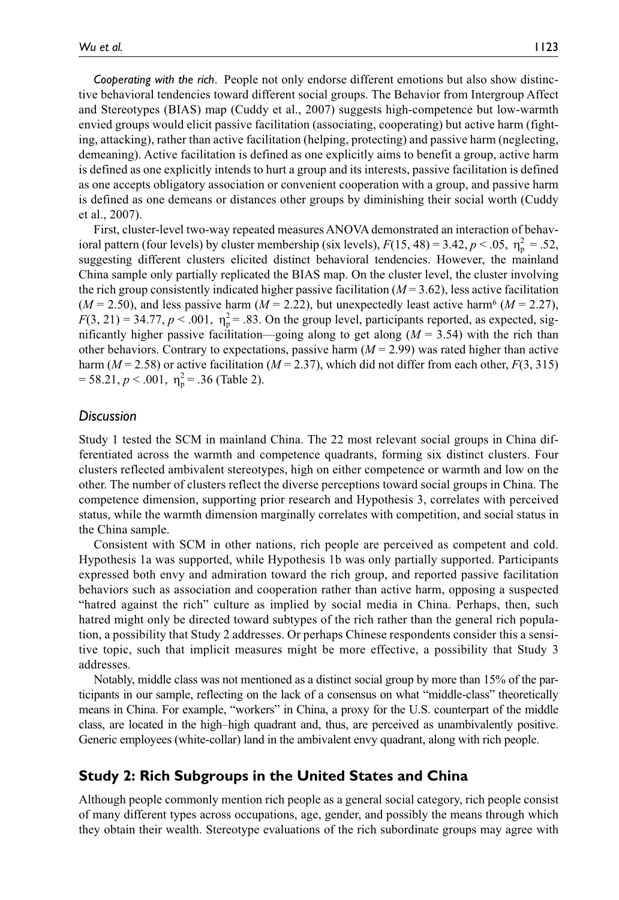*Cooperating with the rich*. People not only endorse different emotions but also show distinctive behavioral tendencies toward different social groups. The Behavior from Intergroup Affect and Stereotypes (BIAS) map (Cuddy et al., 2007) suggests high-competence but low-warmth envied groups would elicit passive facilitation (associating, cooperating) but active harm (fighting, attacking), rather than active facilitation (helping, protecting) and passive harm (neglecting, demeaning). Active facilitation is defined as one explicitly aims to benefit a group, active harm is defined as one explicitly intends to hurt a group and its interests, passive facilitation is defined as one accepts obligatory association or convenient cooperation with a group, and passive harm is defined as one demeans or distances other groups by diminishing their social worth (Cuddy et al., 2007).

First, cluster-level two-way repeated measures ANOVA demonstrated an interaction of behavioral pattern (four levels) by cluster membership (six levels), $F(15, 48) = 3.42$, $p < .05$, $\eta_p^2 = .52$, suggesting different clusters elicited distinct behavioral tendencies. However, the mainland China sample only partially replicated the BIAS map. On the cluster level, the cluster involving the rich group consistently indicated higher passive facilitation ($M = 3.62$), less active facilitation ($M = 2.50$), and less passive harm ($M = 2.22$), but unexpectedly least active harm[6] ($M = 2.27$), $F(3, 21) = 34.77$, $p < .001$, $\eta_p^2 = .83$. On the group level, participants reported, as expected, significantly higher passive facilitation—going along to get along ($M = 3.54$) with the rich than other behaviors. Contrary to expectations, passive harm ($M = 2.99$) was rated higher than active harm ($M = 2.58$) or active facilitation ($M = 2.37$), which did not differ from each other, $F(3, 315) = 58.21$, $p < .001$, $\eta_p^2 = .36$ (Table 2).

### *Discussion*

Study 1 tested the SCM in mainland China. The 22 most relevant social groups in China differentiated across the warmth and competence quadrants, forming six distinct clusters. Four clusters reflected ambivalent stereotypes, high on either competence or warmth and low on the other. The number of clusters reflect the diverse perceptions toward social groups in China. The competence dimension, supporting prior research and Hypothesis 3, correlates with perceived status, while the warmth dimension marginally correlates with competition, and social status in the China sample.

Consistent with SCM in other nations, rich people are perceived as competent and cold. Hypothesis 1a was supported, while Hypothesis 1b was only partially supported. Participants expressed both envy and admiration toward the rich group, and reported passive facilitation behaviors such as association and cooperation rather than active harm, opposing a suspected "hatred against the rich" culture as implied by social media in China. Perhaps, then, such hatred might only be directed toward subtypes of the rich rather than the general rich population, a possibility that Study 2 addresses. Or perhaps Chinese respondents consider this a sensitive topic, such that implicit measures might be more effective, a possibility that Study 3 addresses.

Notably, middle class was not mentioned as a distinct social group by more than 15% of the participants in our sample, reflecting on the lack of a consensus on what "middle-class" theoretically means in China. For example, "workers" in China, a proxy for the U.S. counterpart of the middle class, are located in the high–high quadrant and, thus, are perceived as unambivalently positive. Generic employees (white-collar) land in the ambivalent envy quadrant, along with rich people.

## Study 2: Rich Subgroups in the United States and China

Although people commonly mention rich people as a general social category, rich people consist of many different types across occupations, age, gender, and possibly the means through which they obtain their wealth. Stereotype evaluations of the rich subordinate groups may agree with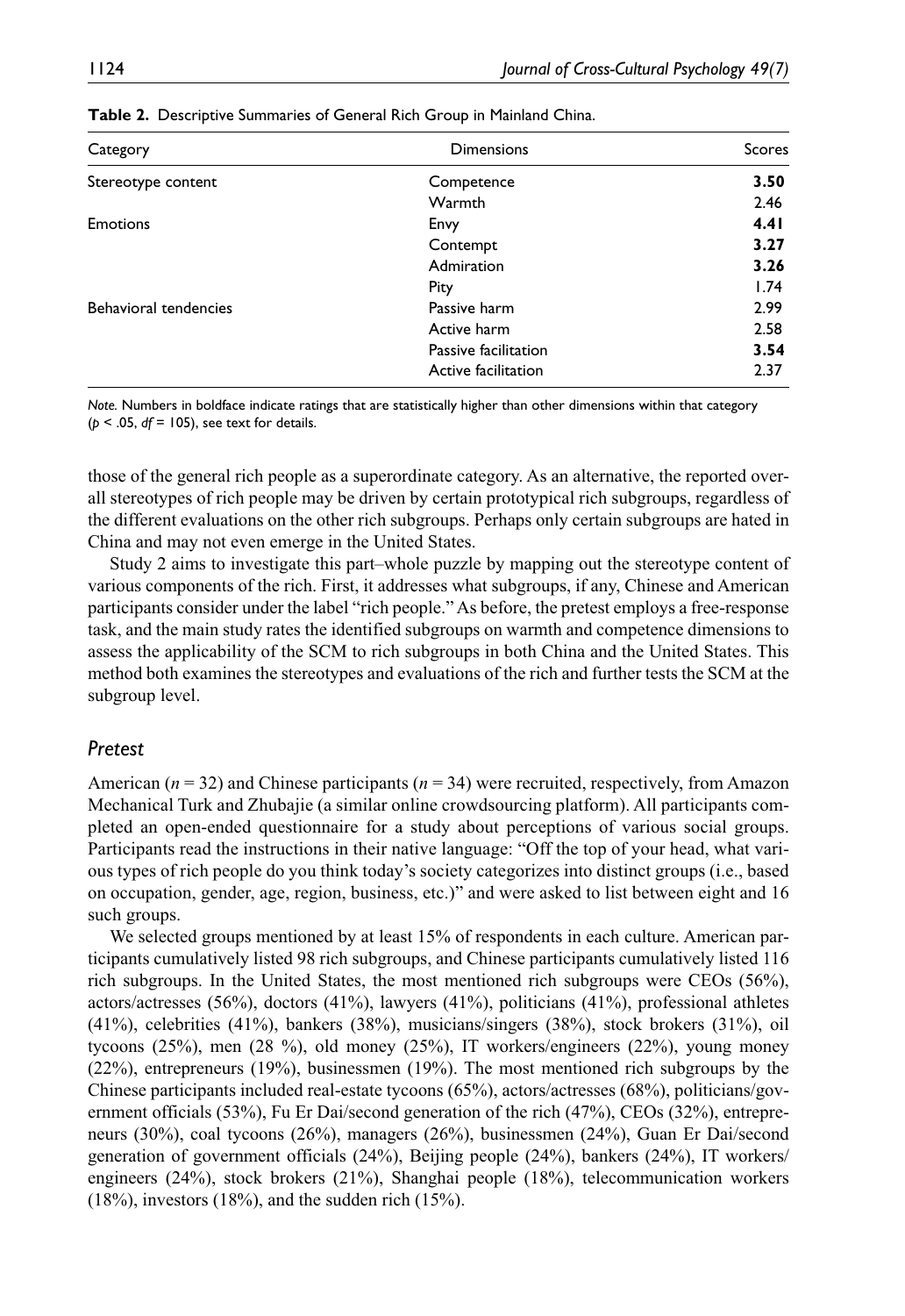**Table 2.** Descriptive Summaries of General Rich Group in Mainland China.

| Category | Dimensions | Scores |
|---|---|---|
| Stereotype content | Competence | **3.50** |
| | Warmth | 2.46 |
| Emotions | Envy | **4.41** |
| | Contempt | **3.27** |
| | Admiration | **3.26** |
| | Pity | 1.74 |
| Behavioral tendencies | Passive harm | 2.99 |
| | Active harm | 2.58 |
| | Passive facilitation | **3.54** |
| | Active facilitation | 2.37 |

*Note.* Numbers in boldface indicate ratings that are statistically higher than other dimensions within that category ($p < .05$, $df = 105$), see text for details.

those of the general rich people as a superordinate category. As an alternative, the reported overall stereotypes of rich people may be driven by certain prototypical rich subgroups, regardless of the different evaluations on the other rich subgroups. Perhaps only certain subgroups are hated in China and may not even emerge in the United States.

Study 2 aims to investigate this part–whole puzzle by mapping out the stereotype content of various components of the rich. First, it addresses what subgroups, if any, Chinese and American participants consider under the label "rich people." As before, the pretest employs a free-response task, and the main study rates the identified subgroups on warmth and competence dimensions to assess the applicability of the SCM to rich subgroups in both China and the United States. This method both examines the stereotypes and evaluations of the rich and further tests the SCM at the subgroup level.

### *Pretest*

American ($n = 32$) and Chinese participants ($n = 34$) were recruited, respectively, from Amazon Mechanical Turk and Zhubajie (a similar online crowdsourcing platform). All participants completed an open-ended questionnaire for a study about perceptions of various social groups. Participants read the instructions in their native language: "Off the top of your head, what various types of rich people do you think today's society categorizes into distinct groups (i.e., based on occupation, gender, age, region, business, etc.)" and were asked to list between eight and 16 such groups.

We selected groups mentioned by at least 15% of respondents in each culture. American participants cumulatively listed 98 rich subgroups, and Chinese participants cumulatively listed 116 rich subgroups. In the United States, the most mentioned rich subgroups were CEOs (56%), actors/actresses (56%), doctors (41%), lawyers (41%), politicians (41%), professional athletes (41%), celebrities (41%), bankers (38%), musicians/singers (38%), stock brokers (31%), oil tycoons (25%), men (28 %), old money (25%), IT workers/engineers (22%), young money (22%), entrepreneurs (19%), businessmen (19%). The most mentioned rich subgroups by the Chinese participants included real-estate tycoons (65%), actors/actresses (68%), politicians/government officials (53%), Fu Er Dai/second generation of the rich (47%), CEOs (32%), entrepreneurs (30%), coal tycoons (26%), managers (26%), businessmen (24%), Guan Er Dai/second generation of government officials (24%), Beijing people (24%), bankers (24%), IT workers/engineers (24%), stock brokers (21%), Shanghai people (18%), telecommunication workers (18%), investors (18%), and the sudden rich (15%).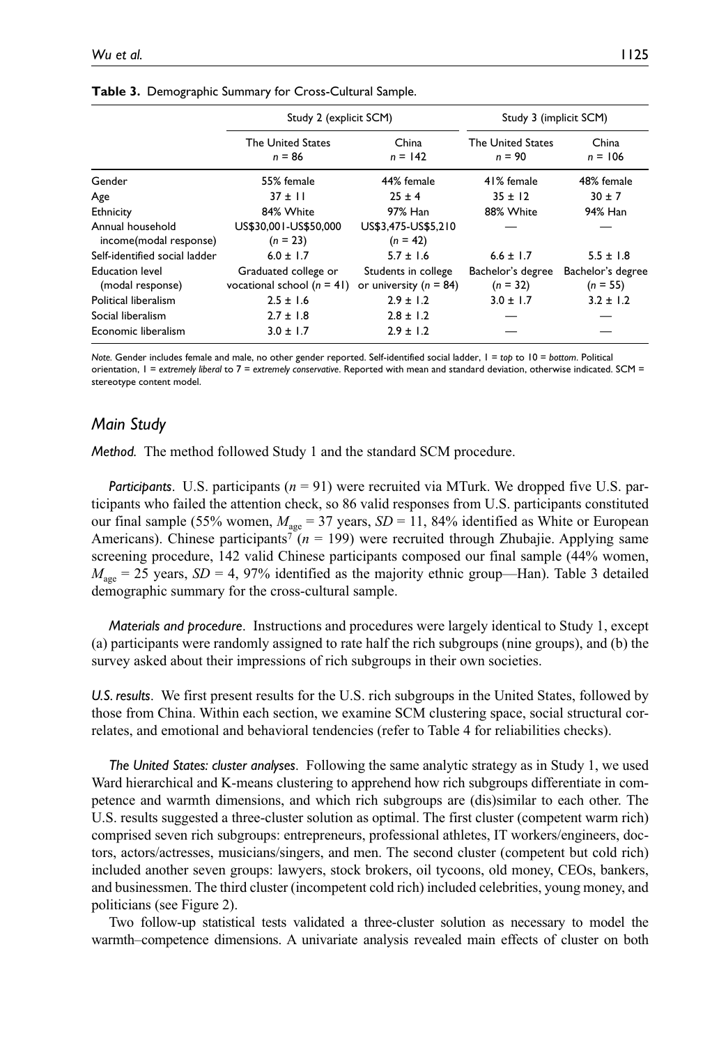**Table 3.** Demographic Summary for Cross-Cultural Sample.

| | Study 2 (explicit SCM) | | Study 3 (implicit SCM) | |
|---|---|---|---|---|
| | The United States $n$ = 86 | China $n$ = 142 | The United States $n$ = 90 | China $n$ = 106 |
| Gender | 55% female | 44% female | 41% female | 48% female |
| Age | 37 ± 11 | 25 ± 4 | 35 ± 12 | 30 ± 7 |
| Ethnicity | 84% White | 97% Han | 88% White | 94% Han |
| Annual household income(modal response) | US$30,001-US$50,000 ($n$ = 23) | US$3,475-US$5,210 ($n$ = 42) | — | — |
| Self-identified social ladder | 6.0 ± 1.7 | 5.7 ± 1.6 | 6.6 ± 1.7 | 5.5 ± 1.8 |
| Education level (modal response) | Graduated college or vocational school ($n$ = 41) | Students in college or university ($n$ = 84) | Bachelor's degree ($n$ = 32) | Bachelor's degree ($n$ = 55) |
| Political liberalism | 2.5 ± 1.6 | 2.9 ± 1.2 | 3.0 ± 1.7 | 3.2 ± 1.2 |
| Social liberalism | 2.7 ± 1.8 | 2.8 ± 1.2 | — | — |
| Economic liberalism | 3.0 ± 1.7 | 2.9 ± 1.2 | — | — |

*Note.* Gender includes female and male, no other gender reported. Self-identified social ladder, 1 = *top* to 10 = *bottom*. Political orientation, 1 = *extremely liberal* to 7 = *extremely conservative*. Reported with mean and standard deviation, otherwise indicated. SCM = stereotype content model.

## Main Study

*Method.* The method followed Study 1 and the standard SCM procedure.

*Participants*. U.S. participants ($n$ = 91) were recruited via MTurk. We dropped five U.S. participants who failed the attention check, so 86 valid responses from U.S. participants constituted our final sample (55% women, $M_{age}$ = 37 years, $SD$ = 11, 84% identified as White or European Americans). Chinese participants[7] ($n$ = 199) were recruited through Zhubajie. Applying same screening procedure, 142 valid Chinese participants composed our final sample (44% women, $M_{age}$ = 25 years, $SD$ = 4, 97% identified as the majority ethnic group—Han). Table 3 detailed demographic summary for the cross-cultural sample.

*Materials and procedure*. Instructions and procedures were largely identical to Study 1, except (a) participants were randomly assigned to rate half the rich subgroups (nine groups), and (b) the survey asked about their impressions of rich subgroups in their own societies.

*U.S. results*. We first present results for the U.S. rich subgroups in the United States, followed by those from China. Within each section, we examine SCM clustering space, social structural correlates, and emotional and behavioral tendencies (refer to Table 4 for reliabilities checks).

*The United States: cluster analyses*. Following the same analytic strategy as in Study 1, we used Ward hierarchical and K-means clustering to apprehend how rich subgroups differentiate in competence and warmth dimensions, and which rich subgroups are (dis)similar to each other. The U.S. results suggested a three-cluster solution as optimal. The first cluster (competent warm rich) comprised seven rich subgroups: entrepreneurs, professional athletes, IT workers/engineers, doctors, actors/actresses, musicians/singers, and men. The second cluster (competent but cold rich) included another seven groups: lawyers, stock brokers, oil tycoons, old money, CEOs, bankers, and businessmen. The third cluster (incompetent cold rich) included celebrities, young money, and politicians (see Figure 2).

Two follow-up statistical tests validated a three-cluster solution as necessary to model the warmth–competence dimensions. A univariate analysis revealed main effects of cluster on both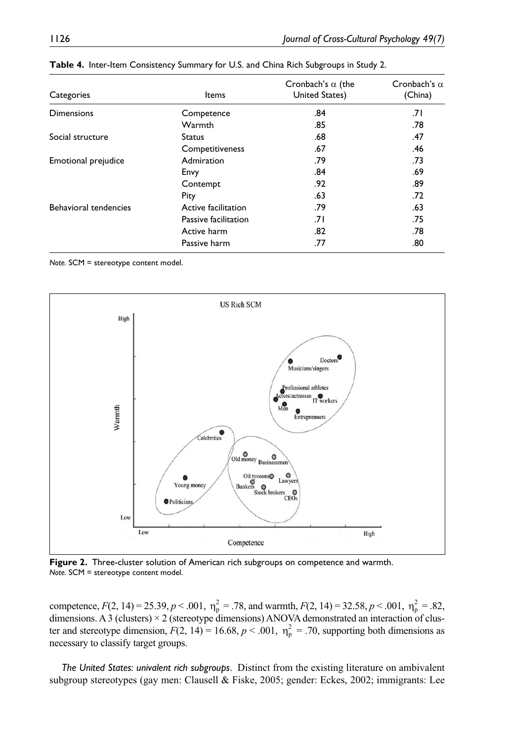**Table 4.** Inter-Item Consistency Summary for U.S. and China Rich Subgroups in Study 2.

| Categories | Items | Cronbach's α (the United States) | Cronbach's α (China) |
|---|---|---|---|
| Dimensions | Competence | .84 | .71 |
| | Warmth | .85 | .78 |
| Social structure | Status | .68 | .47 |
| | Competitiveness | .67 | .46 |
| Emotional prejudice | Admiration | .79 | .73 |
| | Envy | .84 | .69 |
| | Contempt | .92 | .89 |
| | Pity | .63 | .72 |
| Behavioral tendencies | Active facilitation | .79 | .63 |
| | Passive facilitation | .71 | .75 |
| | Active harm | .82 | .78 |
| | Passive harm | .77 | .80 |

*Note.* SCM = stereotype content model.

**Figure 2.** Three-cluster solution of American rich subgroups on competence and warmth.
*Note.* SCM = stereotype content model.

competence, $F(2, 14) = 25.39$, $p < .001$, $\eta_p^2 = .78$, and warmth, $F(2, 14) = 32.58$, $p < .001$, $\eta_p^2 = .82$, dimensions. A 3 (clusters) × 2 (stereotype dimensions) ANOVA demonstrated an interaction of cluster and stereotype dimension, $F(2, 14) = 16.68$, $p < .001$, $\eta_p^2 = .70$, supporting both dimensions as necessary to classify target groups.

*The United States: univalent rich subgroups*. Distinct from the existing literature on ambivalent subgroup stereotypes (gay men: Clausell & Fiske, 2005; gender: Eckes, 2002; immigrants: Lee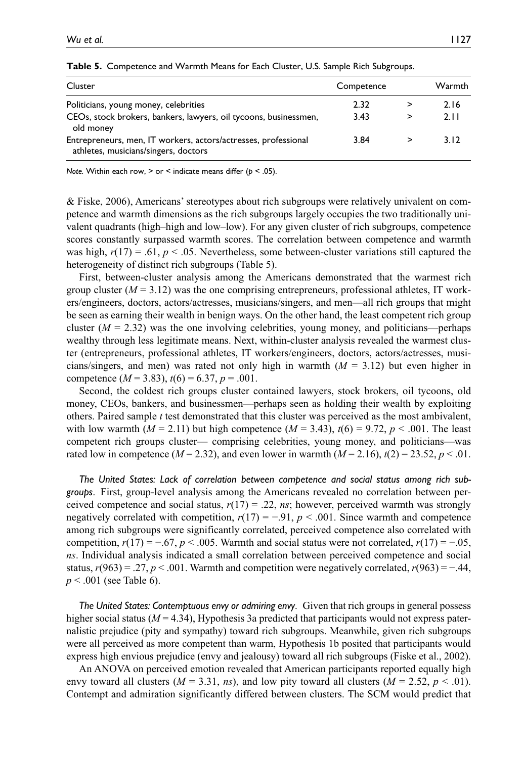**Table 5.** Competence and Warmth Means for Each Cluster, U.S. Sample Rich Subgroups.

| Cluster | Competence | | Warmth |
|---|---|---|---|
| Politicians, young money, celebrities | 2.32 | > | 2.16 |
| CEOs, stock brokers, bankers, lawyers, oil tycoons, businessmen, old money | 3.43 | > | 2.11 |
| Entrepreneurs, men, IT workers, actors/actresses, professional athletes, musicians/singers, doctors | 3.84 | > | 3.12 |

*Note.* Within each row, > or < indicate means differ ($p < .05$).

& Fiske, 2006), Americans' stereotypes about rich subgroups were relatively univalent on competence and warmth dimensions as the rich subgroups largely occupies the two traditionally univalent quadrants (high–high and low–low). For any given cluster of rich subgroups, competence scores constantly surpassed warmth scores. The correlation between competence and warmth was high, $r(17) = .61$, $p < .05$. Nevertheless, some between-cluster variations still captured the heterogeneity of distinct rich subgroups (Table 5).

First, between-cluster analysis among the Americans demonstrated that the warmest rich group cluster ($M = 3.12$) was the one comprising entrepreneurs, professional athletes, IT workers/engineers, doctors, actors/actresses, musicians/singers, and men—all rich groups that might be seen as earning their wealth in benign ways. On the other hand, the least competent rich group cluster ($M = 2.32$) was the one involving celebrities, young money, and politicians—perhaps wealthy through less legitimate means. Next, within-cluster analysis revealed the warmest cluster (entrepreneurs, professional athletes, IT workers/engineers, doctors, actors/actresses, musicians/singers, and men) was rated not only high in warmth ($M = 3.12$) but even higher in competence ($M = 3.83$), $t(6) = 6.37$, $p = .001$.

Second, the coldest rich groups cluster contained lawyers, stock brokers, oil tycoons, old money, CEOs, bankers, and businessmen—perhaps seen as holding their wealth by exploiting others. Paired sample *t* test demonstrated that this cluster was perceived as the most ambivalent, with low warmth ($M = 2.11$) but high competence ($M = 3.43$), $t(6) = 9.72$, $p < .001$. The least competent rich groups cluster— comprising celebrities, young money, and politicians—was rated low in competence ($M = 2.32$), and even lower in warmth ($M = 2.16$), $t(2) = 23.52$, $p < .01$.

*The United States: Lack of correlation between competence and social status among rich subgroups*. First, group-level analysis among the Americans revealed no correlation between perceived competence and social status, $r(17) = .22$, *ns*; however, perceived warmth was strongly negatively correlated with competition, $r(17) = -.91$, $p < .001$. Since warmth and competence among rich subgroups were significantly correlated, perceived competence also correlated with competition, $r(17) = -.67$, $p < .005$. Warmth and social status were not correlated, $r(17) = -.05$, *ns*. Individual analysis indicated a small correlation between perceived competence and social status, $r(963) = .27$, $p < .001$. Warmth and competition were negatively correlated, $r(963) = -.44$, $p < .001$ (see Table 6).

*The United States: Contemptuous envy or admiring envy*. Given that rich groups in general possess higher social status ($M = 4.34$), Hypothesis 3a predicted that participants would not express paternalistic prejudice (pity and sympathy) toward rich subgroups. Meanwhile, given rich subgroups were all perceived as more competent than warm, Hypothesis 1b posited that participants would express high envious prejudice (envy and jealousy) toward all rich subgroups (Fiske et al., 2002).

An ANOVA on perceived emotion revealed that American participants reported equally high envy toward all clusters ($M = 3.31$, *ns*), and low pity toward all clusters ($M = 2.52$, $p < .01$). Contempt and admiration significantly differed between clusters. The SCM would predict that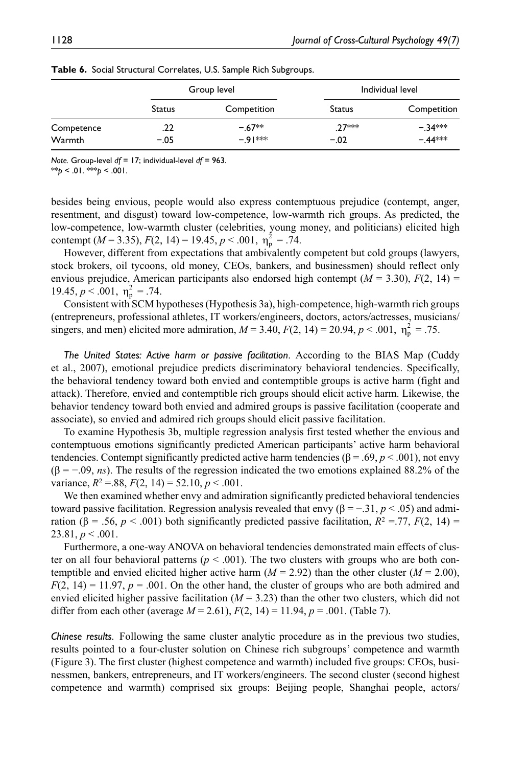**Table 6.** Social Structural Correlates, U.S. Sample Rich Subgroups.

| | Group level | | Individual level | |
|---|---|---|---|---|
| | Status | Competition | Status | Competition |
| Competence | .22 | −.67** | .27*** | −.34*** |
| Warmth | −.05 | −.91*** | −.02 | −.44*** |

*Note.* Group-level *df* = 17; individual-level *df* = 963.
$^{**}p < .01$. $^{***}p < .001$.

besides being envious, people would also express contemptuous prejudice (contempt, anger, resentment, and disgust) toward low-competence, low-warmth rich groups. As predicted, the low-competence, low-warmth cluster (celebrities, young money, and politicians) elicited high contempt ($M = 3.35$), $F(2, 14) = 19.45$, $p < .001$, $\eta_p^2 = .74$.

However, different from expectations that ambivalently competent but cold groups (lawyers, stock brokers, oil tycoons, old money, CEOs, bankers, and businessmen) should reflect only envious prejudice, American participants also endorsed high contempt ($M = 3.30$), $F(2, 14) = 19.45$, $p < .001$, $\eta_p^2 = .74$.

Consistent with SCM hypotheses (Hypothesis 3a), high-competence, high-warmth rich groups (entrepreneurs, professional athletes, IT workers/engineers, doctors, actors/actresses, musicians/singers, and men) elicited more admiration, $M = 3.40$, $F(2, 14) = 20.94$, $p < .001$, $\eta_p^2 = .75$.

*The United States: Active harm or passive facilitation*. According to the BIAS Map (Cuddy et al., 2007), emotional prejudice predicts discriminatory behavioral tendencies. Specifically, the behavioral tendency toward both envied and contemptible groups is active harm (fight and attack). Therefore, envied and contemptible rich groups should elicit active harm. Likewise, the behavior tendency toward both envied and admired groups is passive facilitation (cooperate and associate), so envied and admired rich groups should elicit passive facilitation.

To examine Hypothesis 3b, multiple regression analysis first tested whether the envious and contemptuous emotions significantly predicted American participants' active harm behavioral tendencies. Contempt significantly predicted active harm tendencies ($\beta = .69$, $p < .001$), not envy ($\beta = -.09$, *ns*). The results of the regression indicated the two emotions explained 88.2% of the variance, $R^2 = .88$, $F(2, 14) = 52.10$, $p < .001$.

We then examined whether envy and admiration significantly predicted behavioral tendencies toward passive facilitation. Regression analysis revealed that envy ($\beta = -.31$, $p < .05$) and admiration ($\beta = .56$, $p < .001$) both significantly predicted passive facilitation, $R^2 = .77$, $F(2, 14) = 23.81$, $p < .001$.

Furthermore, a one-way ANOVA on behavioral tendencies demonstrated main effects of cluster on all four behavioral patterns ($p < .001$). The two clusters with groups who are both contemptible and envied elicited higher active harm ($M = 2.92$) than the other cluster ($M = 2.00$), $F(2, 14) = 11.97$, $p = .001$. On the other hand, the cluster of groups who are both admired and envied elicited higher passive facilitation ($M = 3.23$) than the other two clusters, which did not differ from each other (average $M = 2.61$), $F(2, 14) = 11.94$, $p = .001$. (Table 7).

*Chinese results*. Following the same cluster analytic procedure as in the previous two studies, results pointed to a four-cluster solution on Chinese rich subgroups' competence and warmth (Figure 3). The first cluster (highest competence and warmth) included five groups: CEOs, businessmen, bankers, entrepreneurs, and IT workers/engineers. The second cluster (second highest competence and warmth) comprised six groups: Beijing people, Shanghai people, actors/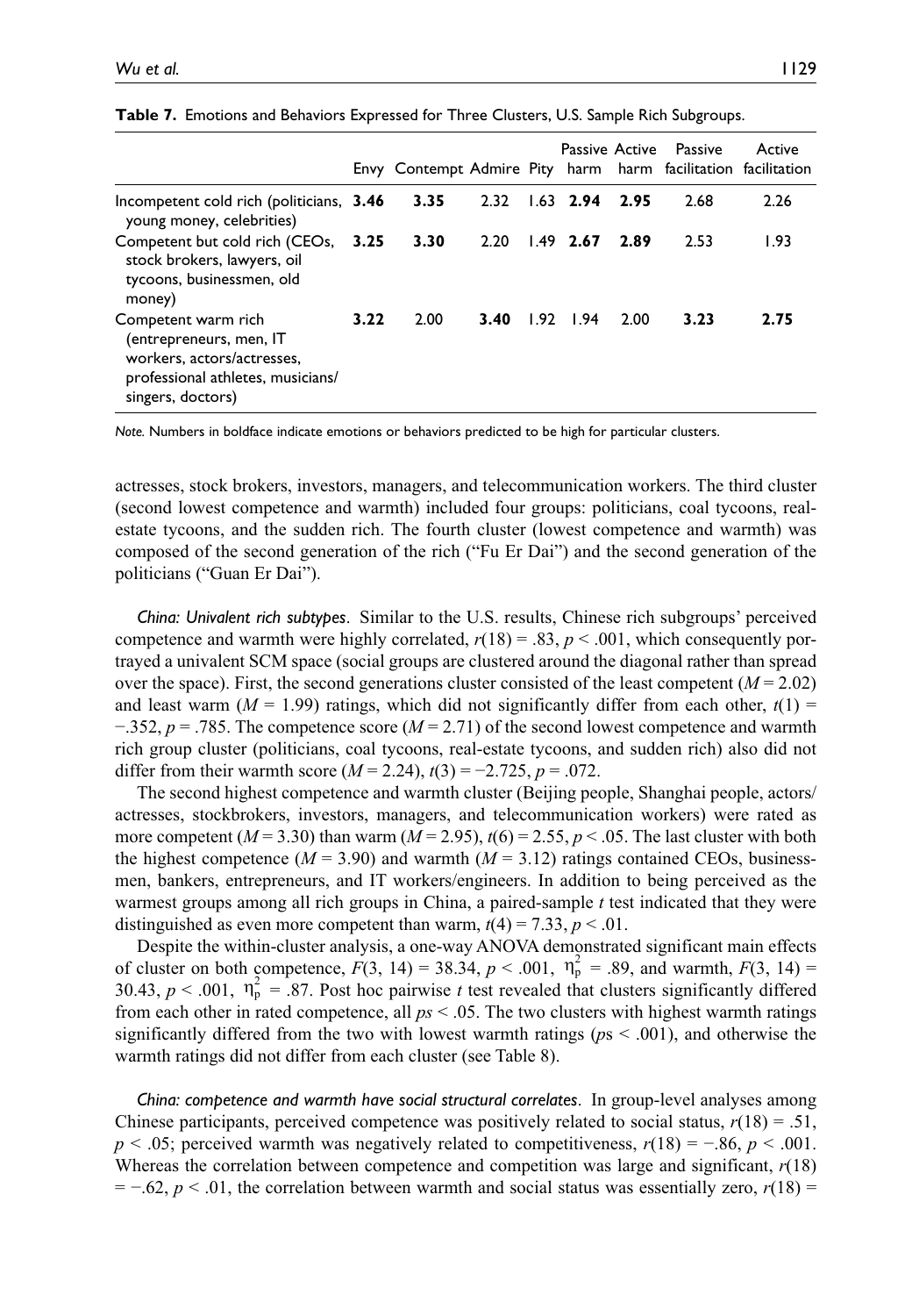**Table 7.** Emotions and Behaviors Expressed for Three Clusters, U.S. Sample Rich Subgroups.

| | Envy | Contempt | Admire | Pity | Passive harm | Active harm | Passive facilitation | Active facilitation |
|---|---|---|---|---|---|---|---|---|
| Incompetent cold rich (politicians, young money, celebrities) | **3.46** | **3.35** | 2.32 | 1.63 | **2.94** | **2.95** | 2.68 | 2.26 |
| Competent but cold rich (CEOs, stock brokers, lawyers, oil tycoons, businessmen, old money) | **3.25** | **3.30** | 2.20 | 1.49 | **2.67** | **2.89** | 2.53 | 1.93 |
| Competent warm rich (entrepreneurs, men, IT workers, actors/actresses, professional athletes, musicians/singers, doctors) | **3.22** | 2.00 | **3.40** | 1.92 | 1.94 | 2.00 | **3.23** | **2.75** |

*Note.* Numbers in boldface indicate emotions or behaviors predicted to be high for particular clusters.

actresses, stock brokers, investors, managers, and telecommunication workers. The third cluster (second lowest competence and warmth) included four groups: politicians, coal tycoons, real-estate tycoons, and the sudden rich. The fourth cluster (lowest competence and warmth) was composed of the second generation of the rich ("Fu Er Dai") and the second generation of the politicians ("Guan Er Dai").

*China: Univalent rich subtypes*. Similar to the U.S. results, Chinese rich subgroups' perceived competence and warmth were highly correlated, $r(18) = .83$, $p < .001$, which consequently portrayed a univalent SCM space (social groups are clustered around the diagonal rather than spread over the space). First, the second generations cluster consisted of the least competent ($M = 2.02$) and least warm ($M = 1.99$) ratings, which did not significantly differ from each other, $t(1) = -.352$, $p = .785$. The competence score ($M = 2.71$) of the second lowest competence and warmth rich group cluster (politicians, coal tycoons, real-estate tycoons, and sudden rich) also did not differ from their warmth score ($M = 2.24$), $t(3) = -2.725$, $p = .072$.

The second highest competence and warmth cluster (Beijing people, Shanghai people, actors/actresses, stockbrokers, investors, managers, and telecommunication workers) were rated as more competent ($M = 3.30$) than warm ($M = 2.95$), $t(6) = 2.55$, $p < .05$. The last cluster with both the highest competence ($M = 3.90$) and warmth ($M = 3.12$) ratings contained CEOs, businessmen, bankers, entrepreneurs, and IT workers/engineers. In addition to being perceived as the warmest groups among all rich groups in China, a paired-sample *t* test indicated that they were distinguished as even more competent than warm, $t(4) = 7.33$, $p < .01$.

Despite the within-cluster analysis, a one-way ANOVA demonstrated significant main effects of cluster on both competence, $F(3, 14) = 38.34$, $p < .001$, $\eta_p^2 = .89$, and warmth, $F(3, 14) = 30.43$, $p < .001$, $\eta_p^2 = .87$. Post hoc pairwise *t* test revealed that clusters significantly differed from each other in rated competence, all $ps < .05$. The two clusters with highest warmth ratings significantly differed from the two with lowest warmth ratings ($ps < .001$), and otherwise the warmth ratings did not differ from each cluster (see Table 8).

*China: competence and warmth have social structural correlates*. In group-level analyses among Chinese participants, perceived competence was positively related to social status, $r(18) = .51$, $p < .05$; perceived warmth was negatively related to competitiveness, $r(18) = -.86$, $p < .001$. Whereas the correlation between competence and competition was large and significant, $r(18) = -.62$, $p < .01$, the correlation between warmth and social status was essentially zero, $r(18) =$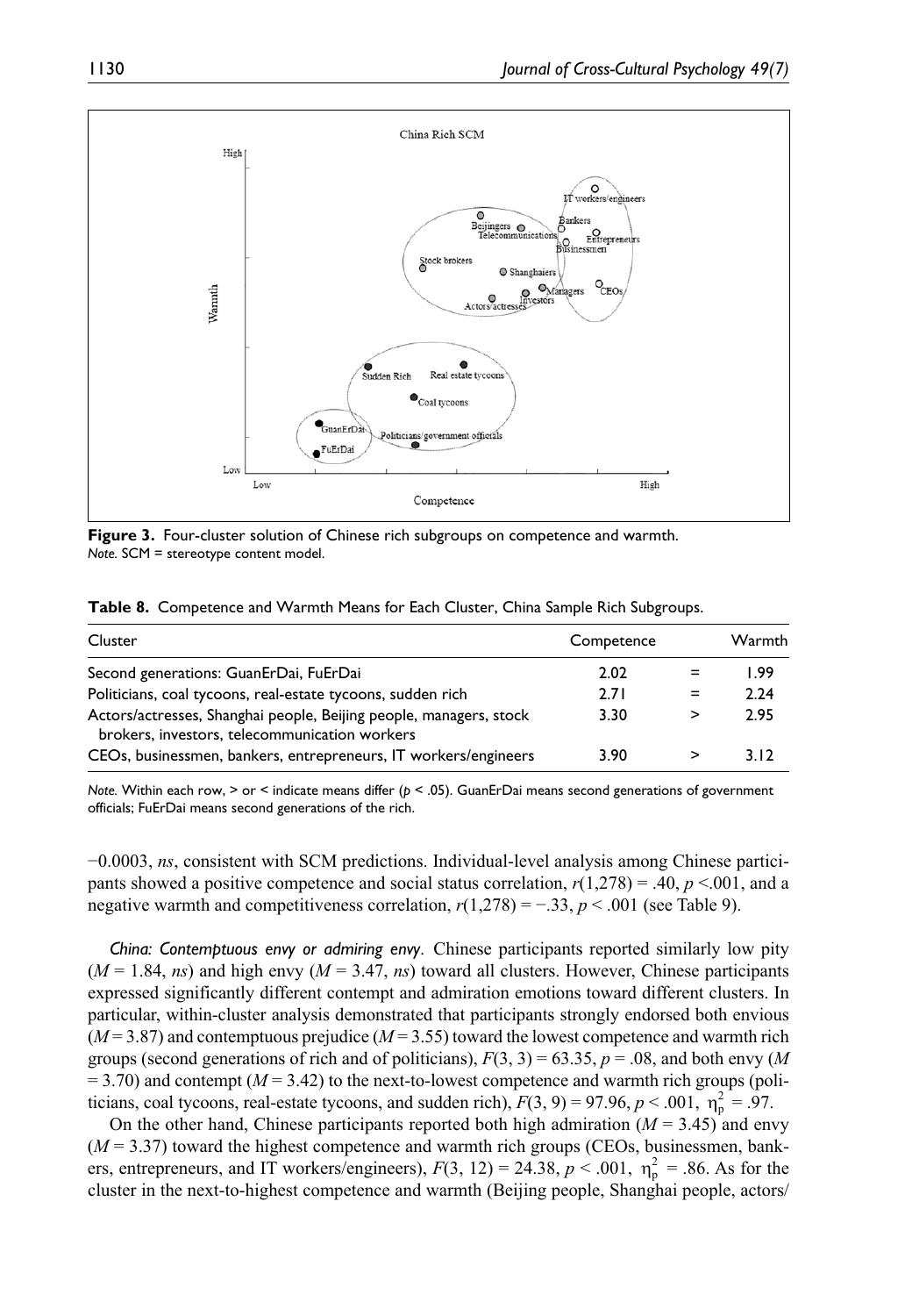**Figure 3.** Four-cluster solution of Chinese rich subgroups on competence and warmth.
*Note.* SCM = stereotype content model.

**Table 8.** Competence and Warmth Means for Each Cluster, China Sample Rich Subgroups.

| Cluster | Competence | | Warmth |
|---|---|---|---|
| Second generations: GuanErDai, FuErDai | 2.02 | = | 1.99 |
| Politicians, coal tycoons, real-estate tycoons, sudden rich | 2.71 | = | 2.24 |
| Actors/actresses, Shanghai people, Beijing people, managers, stock brokers, investors, telecommunication workers | 3.30 | > | 2.95 |
| CEOs, businessmen, bankers, entrepreneurs, IT workers/engineers | 3.90 | > | 3.12 |

*Note.* Within each row, > or < indicate means differ ($p$ < .05). GuanErDai means second generations of government officials; FuErDai means second generations of the rich.

−0.0003, *ns*, consistent with SCM predictions. Individual-level analysis among Chinese participants showed a positive competence and social status correlation, $r(1,278) = .40$, $p < .001$, and a negative warmth and competitiveness correlation, $r(1,278) = -.33$, $p < .001$ (see Table 9).

*China: Contemptuous envy or admiring envy*. Chinese participants reported similarly low pity ($M = 1.84$, *ns*) and high envy ($M = 3.47$, *ns*) toward all clusters. However, Chinese participants expressed significantly different contempt and admiration emotions toward different clusters. In particular, within-cluster analysis demonstrated that participants strongly endorsed both envious ($M = 3.87$) and contemptuous prejudice ($M = 3.55$) toward the lowest competence and warmth rich groups (second generations of rich and of politicians), $F(3, 3) = 63.35$, $p = .08$, and both envy ($M = 3.70$) and contempt ($M = 3.42$) to the next-to-lowest competence and warmth rich groups (politicians, coal tycoons, real-estate tycoons, and sudden rich), $F(3, 9) = 97.96$, $p < .001$, $\eta_p^2 = .97$.

On the other hand, Chinese participants reported both high admiration ($M = 3.45$) and envy ($M = 3.37$) toward the highest competence and warmth rich groups (CEOs, businessmen, bankers, entrepreneurs, and IT workers/engineers), $F(3, 12) = 24.38$, $p < .001$, $\eta_p^2 = .86$. As for the cluster in the next-to-highest competence and warmth (Beijing people, Shanghai people, actors/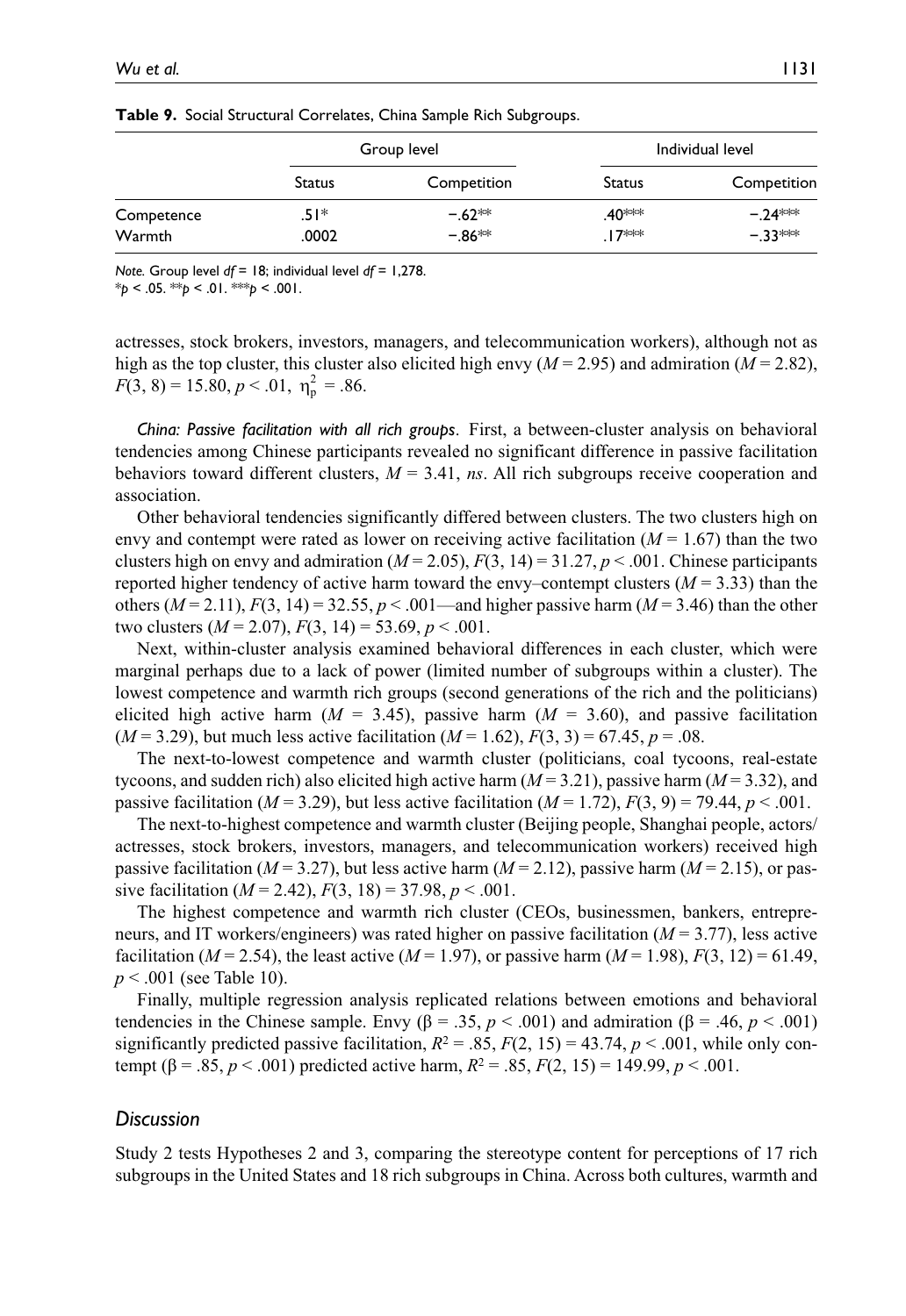**Table 9.** Social Structural Correlates, China Sample Rich Subgroups.

| | Group level | | Individual level | |
|---|---|---|---|---|
| | Status | Competition | Status | Competition |
| Competence | .51* | −.62** | .40*** | −.24*** |
| Warmth | .0002 | −.86** | .17*** | −.33*** |

*Note.* Group level *df* = 18; individual level *df* = 1,278.
*$p < .05$. **$p < .01$. ***$p < .001$.

actresses, stock brokers, investors, managers, and telecommunication workers), although not as high as the top cluster, this cluster also elicited high envy ($M = 2.95$) and admiration ($M = 2.82$), $F(3, 8) = 15.80$, $p < .01$, $\eta_p^2 = .86$.

*China: Passive facilitation with all rich groups*. First, a between-cluster analysis on behavioral tendencies among Chinese participants revealed no significant difference in passive facilitation behaviors toward different clusters, $M = 3.41$, *ns*. All rich subgroups receive cooperation and association.

Other behavioral tendencies significantly differed between clusters. The two clusters high on envy and contempt were rated as lower on receiving active facilitation ($M = 1.67$) than the two clusters high on envy and admiration ($M = 2.05$), $F(3, 14) = 31.27$, $p < .001$. Chinese participants reported higher tendency of active harm toward the envy–contempt clusters ($M = 3.33$) than the others ($M = 2.11$), $F(3, 14) = 32.55$, $p < .001$—and higher passive harm ($M = 3.46$) than the other two clusters ($M = 2.07$), $F(3, 14) = 53.69$, $p < .001$.

Next, within-cluster analysis examined behavioral differences in each cluster, which were marginal perhaps due to a lack of power (limited number of subgroups within a cluster). The lowest competence and warmth rich groups (second generations of the rich and the politicians) elicited high active harm ($M = 3.45$), passive harm ($M = 3.60$), and passive facilitation ($M = 3.29$), but much less active facilitation ($M = 1.62$), $F(3, 3) = 67.45$, $p = .08$.

The next-to-lowest competence and warmth cluster (politicians, coal tycoons, real-estate tycoons, and sudden rich) also elicited high active harm ($M = 3.21$), passive harm ($M = 3.32$), and passive facilitation ($M = 3.29$), but less active facilitation ($M = 1.72$), $F(3, 9) = 79.44$, $p < .001$.

The next-to-highest competence and warmth cluster (Beijing people, Shanghai people, actors/actresses, stock brokers, investors, managers, and telecommunication workers) received high passive facilitation ($M = 3.27$), but less active harm ($M = 2.12$), passive harm ($M = 2.15$), or passive facilitation ($M = 2.42$), $F(3, 18) = 37.98$, $p < .001$.

The highest competence and warmth rich cluster (CEOs, businessmen, bankers, entrepreneurs, and IT workers/engineers) was rated higher on passive facilitation ($M = 3.77$), less active facilitation ($M = 2.54$), the least active ($M = 1.97$), or passive harm ($M = 1.98$), $F(3, 12) = 61.49$, $p < .001$ (see Table 10).

Finally, multiple regression analysis replicated relations between emotions and behavioral tendencies in the Chinese sample. Envy ($\beta = .35$, $p < .001$) and admiration ($\beta = .46$, $p < .001$) significantly predicted passive facilitation, $R^2 = .85$, $F(2, 15) = 43.74$, $p < .001$, while only contempt ($\beta = .85$, $p < .001$) predicted active harm, $R^2 = .85$, $F(2, 15) = 149.99$, $p < .001$.

### *Discussion*

Study 2 tests Hypotheses 2 and 3, comparing the stereotype content for perceptions of 17 rich subgroups in the United States and 18 rich subgroups in China. Across both cultures, warmth and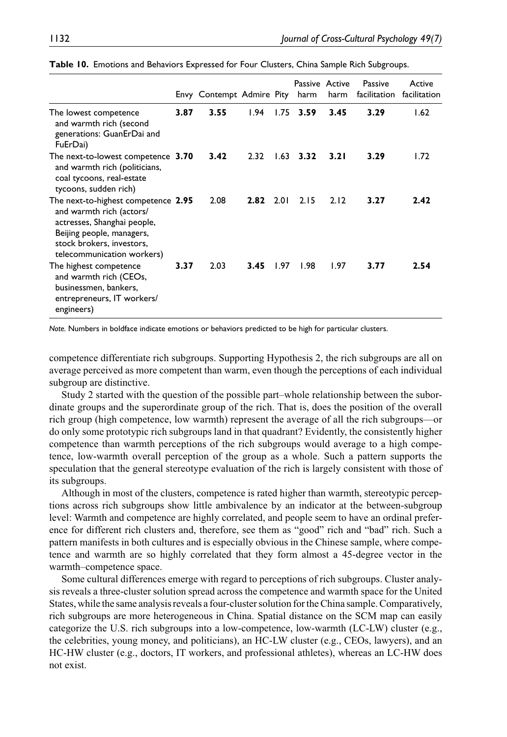**Table 10.** Emotions and Behaviors Expressed for Four Clusters, China Sample Rich Subgroups.

| | Envy | Contempt | Admire | Pity | Passive harm | Active harm | Passive facilitation | Active facilitation |
|---|---|---|---|---|---|---|---|---|
| The lowest competence and warmth rich (second generations: GuanErDai and FuErDai) | **3.87** | **3.55** | 1.94 | 1.75 | **3.59** | **3.45** | **3.29** | 1.62 |
| The next-to-lowest competence and warmth rich (politicians, coal tycoons, real-estate tycoons, sudden rich) | **3.70** | **3.42** | 2.32 | 1.63 | **3.32** | **3.21** | **3.29** | 1.72 |
| The next-to-highest competence and warmth rich (actors/actresses, Shanghai people, Beijing people, managers, stock brokers, investors, telecommunication workers) | **2.95** | 2.08 | **2.82** | 2.01 | 2.15 | 2.12 | **3.27** | **2.42** |
| The highest competence and warmth rich (CEOs, businessmen, bankers, entrepreneurs, IT workers/engineers) | **3.37** | 2.03 | **3.45** | 1.97 | 1.98 | 1.97 | **3.77** | **2.54** |

*Note.* Numbers in boldface indicate emotions or behaviors predicted to be high for particular clusters.

competence differentiate rich subgroups. Supporting Hypothesis 2, the rich subgroups are all on average perceived as more competent than warm, even though the perceptions of each individual subgroup are distinctive.

Study 2 started with the question of the possible part–whole relationship between the subordinate groups and the superordinate group of the rich. That is, does the position of the overall rich group (high competence, low warmth) represent the average of all the rich subgroups—or do only some prototypic rich subgroups land in that quadrant? Evidently, the consistently higher competence than warmth perceptions of the rich subgroups would average to a high competence, low-warmth overall perception of the group as a whole. Such a pattern supports the speculation that the general stereotype evaluation of the rich is largely consistent with those of its subgroups.

Although in most of the clusters, competence is rated higher than warmth, stereotypic perceptions across rich subgroups show little ambivalence by an indicator at the between-subgroup level: Warmth and competence are highly correlated, and people seem to have an ordinal preference for different rich clusters and, therefore, see them as "good" rich and "bad" rich. Such a pattern manifests in both cultures and is especially obvious in the Chinese sample, where competence and warmth are so highly correlated that they form almost a 45-degree vector in the warmth–competence space.

Some cultural differences emerge with regard to perceptions of rich subgroups. Cluster analysis reveals a three-cluster solution spread across the competence and warmth space for the United States, while the same analysis reveals a four-cluster solution for the China sample. Comparatively, rich subgroups are more heterogeneous in China. Spatial distance on the SCM map can easily categorize the U.S. rich subgroups into a low-competence, low-warmth (LC-LW) cluster (e.g., the celebrities, young money, and politicians), an HC-LW cluster (e.g., CEOs, lawyers), and an HC-HW cluster (e.g., doctors, IT workers, and professional athletes), whereas an LC-HW does not exist.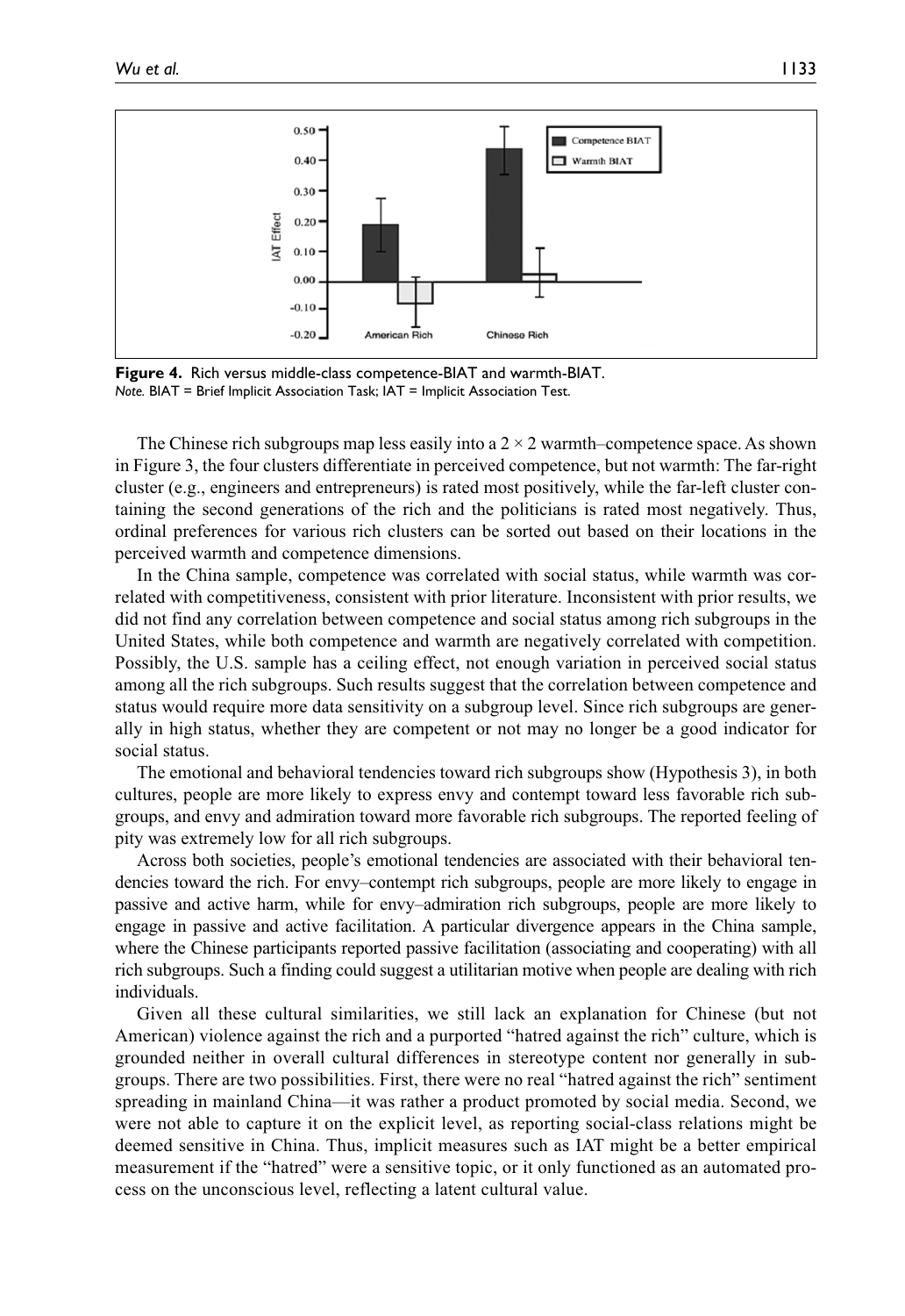**Figure 4.** Rich versus middle-class competence-BIAT and warmth-BIAT.
*Note.* BIAT = Brief Implicit Association Task; IAT = Implicit Association Test.

The Chinese rich subgroups map less easily into a $2 \times 2$ warmth–competence space. As shown in Figure 3, the four clusters differentiate in perceived competence, but not warmth: The far-right cluster (e.g., engineers and entrepreneurs) is rated most positively, while the far-left cluster containing the second generations of the rich and the politicians is rated most negatively. Thus, ordinal preferences for various rich clusters can be sorted out based on their locations in the perceived warmth and competence dimensions.

In the China sample, competence was correlated with social status, while warmth was correlated with competitiveness, consistent with prior literature. Inconsistent with prior results, we did not find any correlation between competence and social status among rich subgroups in the United States, while both competence and warmth are negatively correlated with competition. Possibly, the U.S. sample has a ceiling effect, not enough variation in perceived social status among all the rich subgroups. Such results suggest that the correlation between competence and status would require more data sensitivity on a subgroup level. Since rich subgroups are generally in high status, whether they are competent or not may no longer be a good indicator for social status.

The emotional and behavioral tendencies toward rich subgroups show (Hypothesis 3), in both cultures, people are more likely to express envy and contempt toward less favorable rich subgroups, and envy and admiration toward more favorable rich subgroups. The reported feeling of pity was extremely low for all rich subgroups.

Across both societies, people's emotional tendencies are associated with their behavioral tendencies toward the rich. For envy–contempt rich subgroups, people are more likely to engage in passive and active harm, while for envy–admiration rich subgroups, people are more likely to engage in passive and active facilitation. A particular divergence appears in the China sample, where the Chinese participants reported passive facilitation (associating and cooperating) with all rich subgroups. Such a finding could suggest a utilitarian motive when people are dealing with rich individuals.

Given all these cultural similarities, we still lack an explanation for Chinese (but not American) violence against the rich and a purported "hatred against the rich" culture, which is grounded neither in overall cultural differences in stereotype content nor generally in subgroups. There are two possibilities. First, there were no real "hatred against the rich" sentiment spreading in mainland China—it was rather a product promoted by social media. Second, we were not able to capture it on the explicit level, as reporting social-class relations might be deemed sensitive in China. Thus, implicit measures such as IAT might be a better empirical measurement if the "hatred" were a sensitive topic, or it only functioned as an automated process on the unconscious level, reflecting a latent cultural value.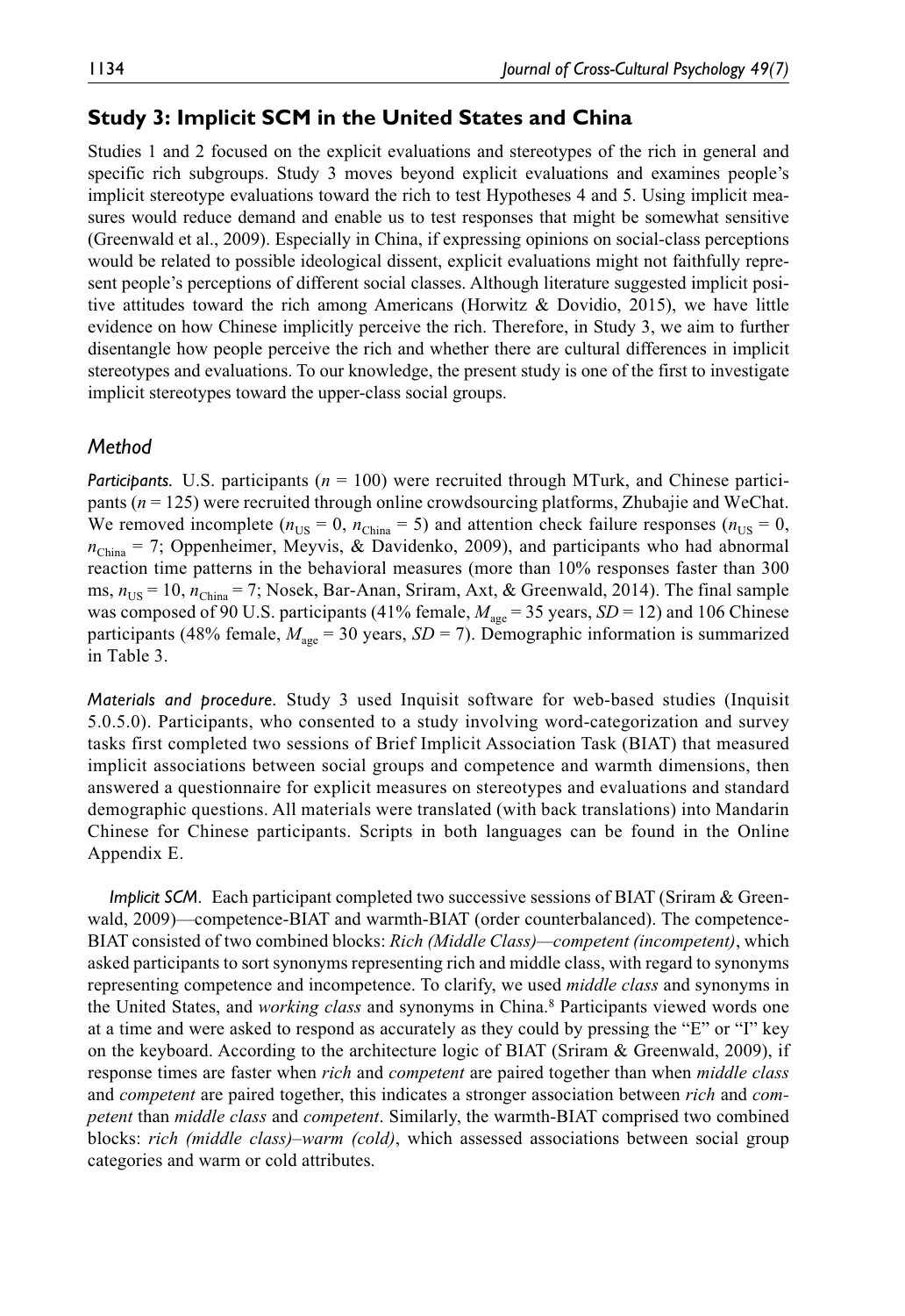## Study 3: Implicit SCM in the United States and China

Studies 1 and 2 focused on the explicit evaluations and stereotypes of the rich in general and specific rich subgroups. Study 3 moves beyond explicit evaluations and examines people's implicit stereotype evaluations toward the rich to test Hypotheses 4 and 5. Using implicit measures would reduce demand and enable us to test responses that might be somewhat sensitive (Greenwald et al., 2009). Especially in China, if expressing opinions on social-class perceptions would be related to possible ideological dissent, explicit evaluations might not faithfully represent people's perceptions of different social classes. Although literature suggested implicit positive attitudes toward the rich among Americans (Horwitz & Dovidio, 2015), we have little evidence on how Chinese implicitly perceive the rich. Therefore, in Study 3, we aim to further disentangle how people perceive the rich and whether there are cultural differences in implicit stereotypes and evaluations. To our knowledge, the present study is one of the first to investigate implicit stereotypes toward the upper-class social groups.

### Method

*Participants.* U.S. participants ($n$ = 100) were recruited through MTurk, and Chinese participants ($n$ = 125) were recruited through online crowdsourcing platforms, Zhubajie and WeChat. We removed incomplete ($n_{\text{US}}$ = 0, $n_{\text{China}}$ = 5) and attention check failure responses ($n_{\text{US}}$ = 0, $n_{\text{China}}$ = 7; Oppenheimer, Meyvis, & Davidenko, 2009), and participants who had abnormal reaction time patterns in the behavioral measures (more than 10% responses faster than 300 ms, $n_{\text{US}}$ = 10, $n_{\text{China}}$ = 7; Nosek, Bar-Anan, Sriram, Axt, & Greenwald, 2014). The final sample was composed of 90 U.S. participants (41% female, $M_{\text{age}}$ = 35 years, $SD$ = 12) and 106 Chinese participants (48% female, $M_{\text{age}}$ = 30 years, $SD$ = 7). Demographic information is summarized in Table 3.

*Materials and procedure.* Study 3 used Inquisit software for web-based studies (Inquisit 5.0.5.0). Participants, who consented to a study involving word-categorization and survey tasks first completed two sessions of Brief Implicit Association Task (BIAT) that measured implicit associations between social groups and competence and warmth dimensions, then answered a questionnaire for explicit measures on stereotypes and evaluations and standard demographic questions. All materials were translated (with back translations) into Mandarin Chinese for Chinese participants. Scripts in both languages can be found in the Online Appendix E.

*Implicit SCM.* Each participant completed two successive sessions of BIAT (Sriram & Greenwald, 2009)—competence-BIAT and warmth-BIAT (order counterbalanced). The competence-BIAT consisted of two combined blocks: *Rich (Middle Class)—competent (incompetent)*, which asked participants to sort synonyms representing rich and middle class, with regard to synonyms representing competence and incompetence. To clarify, we used *middle class* and synonyms in the United States, and *working class* and synonyms in China.[8] Participants viewed words one at a time and were asked to respond as accurately as they could by pressing the "E" or "I" key on the keyboard. According to the architecture logic of BIAT (Sriram & Greenwald, 2009), if response times are faster when *rich* and *competent* are paired together than when *middle class* and *competent* are paired together, this indicates a stronger association between *rich* and *competent* than *middle class* and *competent*. Similarly, the warmth-BIAT comprised two combined blocks: *rich (middle class)–warm (cold)*, which assessed associations between social group categories and warm or cold attributes.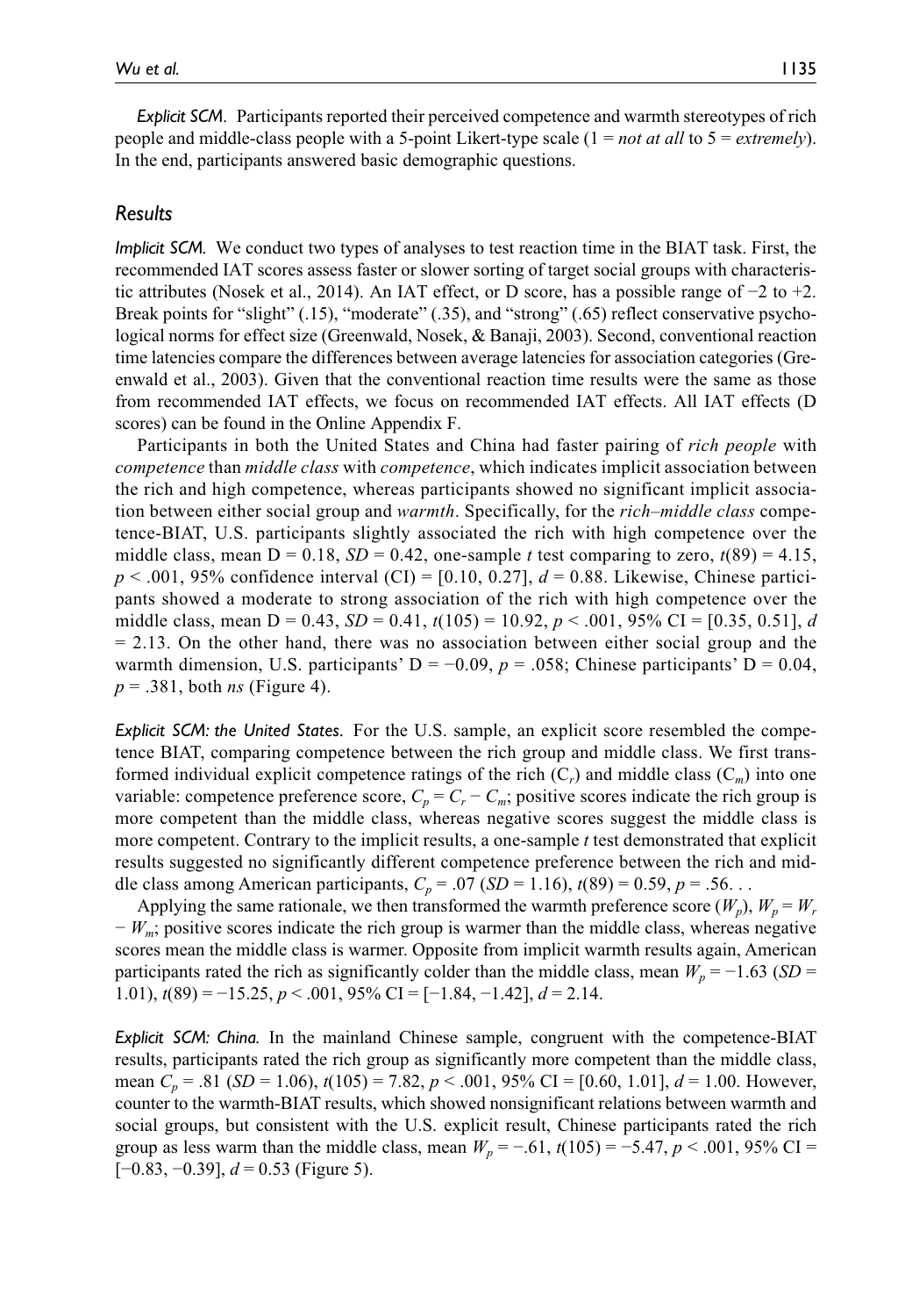*Explicit SCM*. Participants reported their perceived competence and warmth stereotypes of rich people and middle-class people with a 5-point Likert-type scale (1 = *not at all* to 5 = *extremely*). In the end, participants answered basic demographic questions.

### *Results*

*Implicit SCM*. We conduct two types of analyses to test reaction time in the BIAT task. First, the recommended IAT scores assess faster or slower sorting of target social groups with characteristic attributes (Nosek et al., 2014). An IAT effect, or D score, has a possible range of −2 to +2. Break points for "slight" (.15), "moderate" (.35), and "strong" (.65) reflect conservative psychological norms for effect size (Greenwald, Nosek, & Banaji, 2003). Second, conventional reaction time latencies compare the differences between average latencies for association categories (Greenwald et al., 2003). Given that the conventional reaction time results were the same as those from recommended IAT effects, we focus on recommended IAT effects. All IAT effects (D scores) can be found in the Online Appendix F.

Participants in both the United States and China had faster pairing of *rich people* with *competence* than *middle class* with *competence*, which indicates implicit association between the rich and high competence, whereas participants showed no significant implicit association between either social group and *warmth*. Specifically, for the *rich–middle class* competence-BIAT, U.S. participants slightly associated the rich with high competence over the middle class, mean D = 0.18, *SD* = 0.42, one-sample *t* test comparing to zero, $t(89) = 4.15$, $p < .001$, 95% confidence interval (CI) = [0.10, 0.27], $d = 0.88$. Likewise, Chinese participants showed a moderate to strong association of the rich with high competence over the middle class, mean D = 0.43, *SD* = 0.41, $t(105) = 10.92$, $p < .001$, 95% CI = [0.35, 0.51], $d = 2.13$. On the other hand, there was no association between either social group and the warmth dimension, U.S. participants' D = −0.09, $p = .058$; Chinese participants' D = 0.04, $p = .381$, both *ns* (Figure 4).

*Explicit SCM: the United States*. For the U.S. sample, an explicit score resembled the competence BIAT, comparing competence between the rich group and middle class. We first transformed individual explicit competence ratings of the rich ($C_r$) and middle class ($C_m$) into one variable: competence preference score, $C_p = C_r - C_m$; positive scores indicate the rich group is more competent than the middle class, whereas negative scores suggest the middle class is more competent. Contrary to the implicit results, a one-sample *t* test demonstrated that explicit results suggested no significantly different competence preference between the rich and middle class among American participants, $C_p = .07$ (*SD* = 1.16), $t(89) = 0.59$, $p = .56$. . .

Applying the same rationale, we then transformed the warmth preference score ($W_p$), $W_p = W_r - W_m$; positive scores indicate the rich group is warmer than the middle class, whereas negative scores mean the middle class is warmer. Opposite from implicit warmth results again, American participants rated the rich as significantly colder than the middle class, mean $W_p = -1.63$ (*SD* = 1.01), $t(89) = -15.25$, $p < .001$, 95% CI = [−1.84, −1.42], $d = 2.14$.

*Explicit SCM: China*. In the mainland Chinese sample, congruent with the competence-BIAT results, participants rated the rich group as significantly more competent than the middle class, mean $C_p = .81$ (*SD* = 1.06), $t(105) = 7.82$, $p < .001$, 95% CI = [0.60, 1.01], $d = 1.00$. However, counter to the warmth-BIAT results, which showed nonsignificant relations between warmth and social groups, but consistent with the U.S. explicit result, Chinese participants rated the rich group as less warm than the middle class, mean $W_p = -.61$, $t(105) = -5.47$, $p < .001$, 95% CI = [−0.83, −0.39], $d = 0.53$ (Figure 5).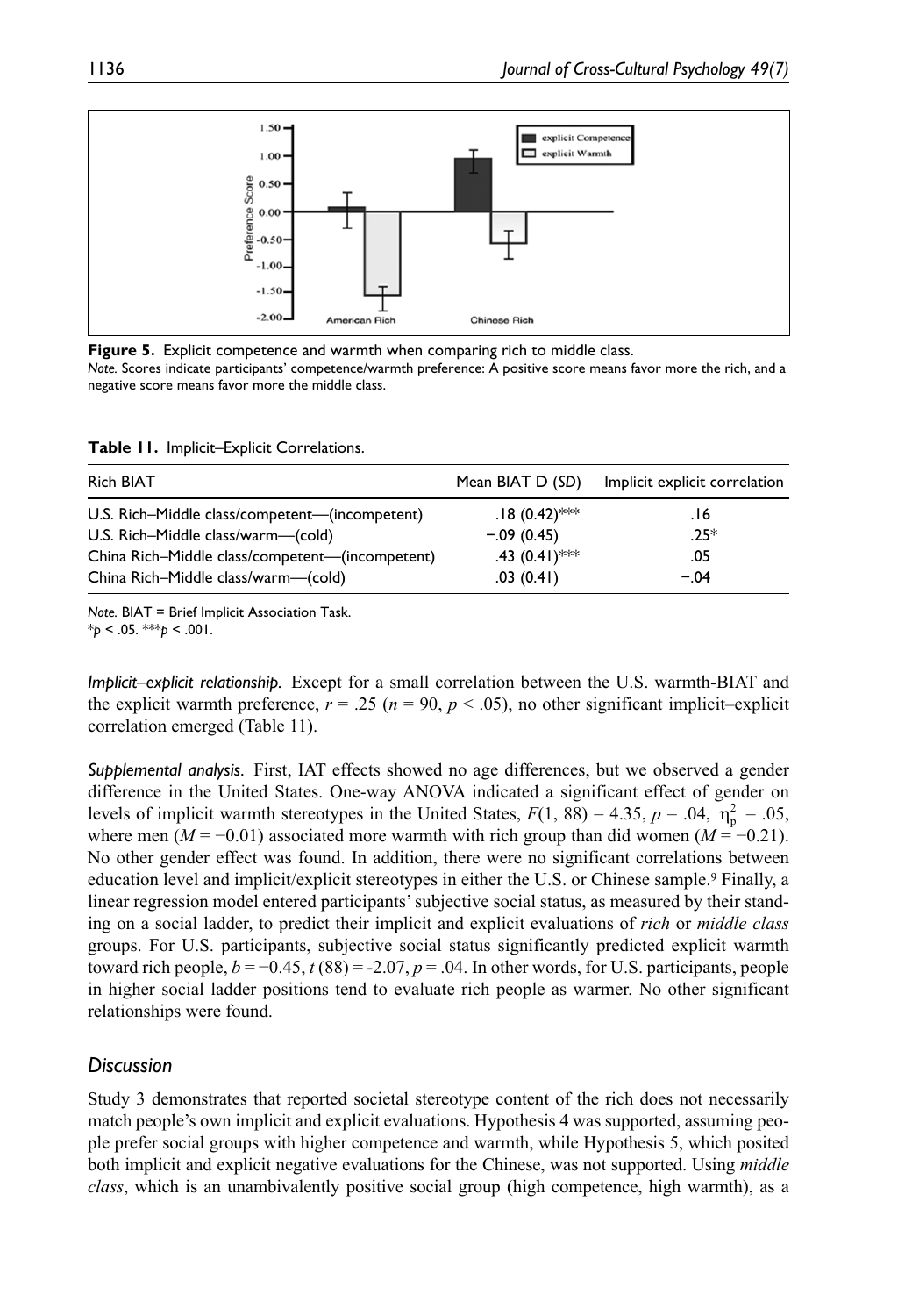**Figure 5.** Explicit competence and warmth when comparing rich to middle class.
*Note.* Scores indicate participants' competence/warmth preference: A positive score means favor more the rich, and a negative score means favor more the middle class.

**Table 11.** Implicit–Explicit Correlations.

| Rich BIAT | Mean BIAT D (*SD*) | Implicit explicit correlation |
|---|---|---|
| U.S. Rich–Middle class/competent—(incompetent) | .18 (0.42)*** | .16 |
| U.S. Rich–Middle class/warm—(cold) | −.09 (0.45) | .25* |
| China Rich–Middle class/competent—(incompetent) | .43 (0.41)*** | .05 |
| China Rich–Middle class/warm—(cold) | .03 (0.41) | −.04 |

*Note.* BIAT = Brief Implicit Association Task.
*$p < .05$. ***$p < .001$.

*Implicit–explicit relationship.* Except for a small correlation between the U.S. warmth-BIAT and the explicit warmth preference, $r = .25$ ($n = 90$, $p < .05$), no other significant implicit–explicit correlation emerged (Table 11).

*Supplemental analysis.* First, IAT effects showed no age differences, but we observed a gender difference in the United States. One-way ANOVA indicated a significant effect of gender on levels of implicit warmth stereotypes in the United States, $F(1, 88) = 4.35$, $p = .04$, $\eta_p^2 = .05$, where men ($M = -0.01$) associated more warmth with rich group than did women ($M = -0.21$). No other gender effect was found. In addition, there were no significant correlations between education level and implicit/explicit stereotypes in either the U.S. or Chinese sample.[9] Finally, a linear regression model entered participants' subjective social status, as measured by their standing on a social ladder, to predict their implicit and explicit evaluations of *rich* or *middle class* groups. For U.S. participants, subjective social status significantly predicted explicit warmth toward rich people, $b = -0.45$, $t(88) = -2.07$, $p = .04$. In other words, for U.S. participants, people in higher social ladder positions tend to evaluate rich people as warmer. No other significant relationships were found.

## Discussion

Study 3 demonstrates that reported societal stereotype content of the rich does not necessarily match people's own implicit and explicit evaluations. Hypothesis 4 was supported, assuming people prefer social groups with higher competence and warmth, while Hypothesis 5, which posited both implicit and explicit negative evaluations for the Chinese, was not supported. Using *middle class*, which is an unambivalently positive social group (high competence, high warmth), as a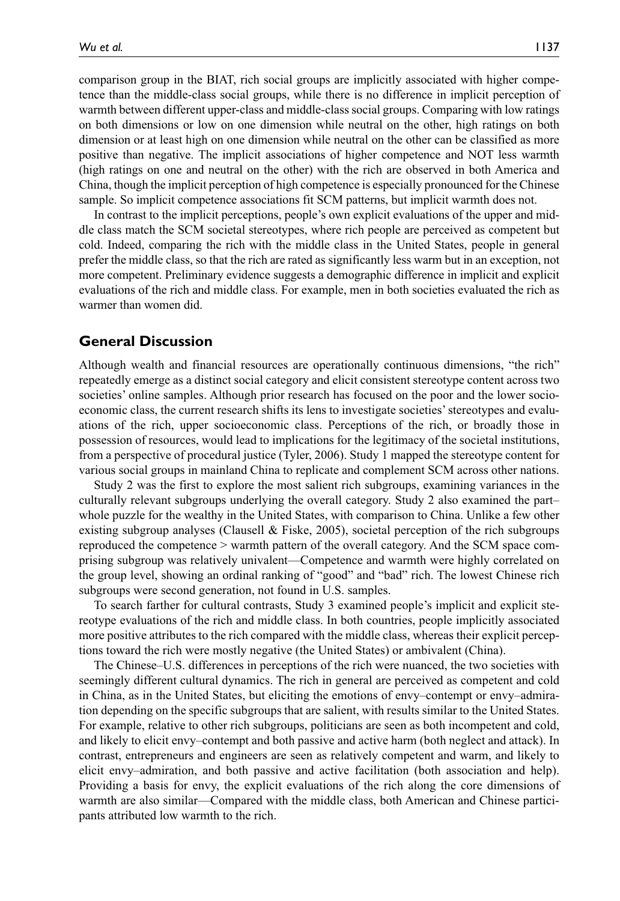comparison group in the BIAT, rich social groups are implicitly associated with higher competence than the middle-class social groups, while there is no difference in implicit perception of warmth between different upper-class and middle-class social groups. Comparing with low ratings on both dimensions or low on one dimension while neutral on the other, high ratings on both dimension or at least high on one dimension while neutral on the other can be classified as more positive than negative. The implicit associations of higher competence and NOT less warmth (high ratings on one and neutral on the other) with the rich are observed in both America and China, though the implicit perception of high competence is especially pronounced for the Chinese sample. So implicit competence associations fit SCM patterns, but implicit warmth does not.

In contrast to the implicit perceptions, people's own explicit evaluations of the upper and middle class match the SCM societal stereotypes, where rich people are perceived as competent but cold. Indeed, comparing the rich with the middle class in the United States, people in general prefer the middle class, so that the rich are rated as significantly less warm but in an exception, not more competent. Preliminary evidence suggests a demographic difference in implicit and explicit evaluations of the rich and middle class. For example, men in both societies evaluated the rich as warmer than women did.

## General Discussion

Although wealth and financial resources are operationally continuous dimensions, "the rich" repeatedly emerge as a distinct social category and elicit consistent stereotype content across two societies' online samples. Although prior research has focused on the poor and the lower socioeconomic class, the current research shifts its lens to investigate societies' stereotypes and evaluations of the rich, upper socioeconomic class. Perceptions of the rich, or broadly those in possession of resources, would lead to implications for the legitimacy of the societal institutions, from a perspective of procedural justice (Tyler, 2006). Study 1 mapped the stereotype content for various social groups in mainland China to replicate and complement SCM across other nations.

Study 2 was the first to explore the most salient rich subgroups, examining variances in the culturally relevant subgroups underlying the overall category. Study 2 also examined the part–whole puzzle for the wealthy in the United States, with comparison to China. Unlike a few other existing subgroup analyses (Clausell & Fiske, 2005), societal perception of the rich subgroups reproduced the competence > warmth pattern of the overall category. And the SCM space comprising subgroup was relatively univalent—Competence and warmth were highly correlated on the group level, showing an ordinal ranking of "good" and "bad" rich. The lowest Chinese rich subgroups were second generation, not found in U.S. samples.

To search farther for cultural contrasts, Study 3 examined people's implicit and explicit stereotype evaluations of the rich and middle class. In both countries, people implicitly associated more positive attributes to the rich compared with the middle class, whereas their explicit perceptions toward the rich were mostly negative (the United States) or ambivalent (China).

The Chinese–U.S. differences in perceptions of the rich were nuanced, the two societies with seemingly different cultural dynamics. The rich in general are perceived as competent and cold in China, as in the United States, but eliciting the emotions of envy–contempt or envy–admiration depending on the specific subgroups that are salient, with results similar to the United States. For example, relative to other rich subgroups, politicians are seen as both incompetent and cold, and likely to elicit envy–contempt and both passive and active harm (both neglect and attack). In contrast, entrepreneurs and engineers are seen as relatively competent and warm, and likely to elicit envy–admiration, and both passive and active facilitation (both association and help). Providing a basis for envy, the explicit evaluations of the rich along the core dimensions of warmth are also similar—Compared with the middle class, both American and Chinese participants attributed low warmth to the rich.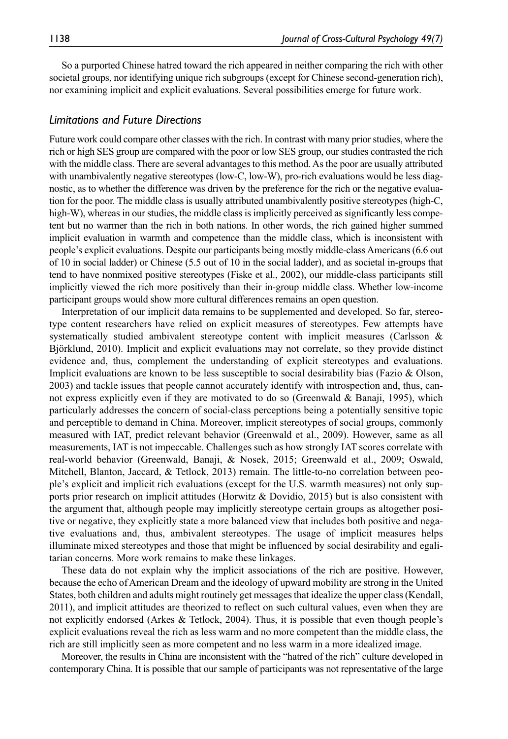So a purported Chinese hatred toward the rich appeared in neither comparing the rich with other societal groups, nor identifying unique rich subgroups (except for Chinese second-generation rich), nor examining implicit and explicit evaluations. Several possibilities emerge for future work.

### *Limitations and Future Directions*

Future work could compare other classes with the rich. In contrast with many prior studies, where the rich or high SES group are compared with the poor or low SES group, our studies contrasted the rich with the middle class. There are several advantages to this method. As the poor are usually attributed with unambivalently negative stereotypes (low-C, low-W), pro-rich evaluations would be less diagnostic, as to whether the difference was driven by the preference for the rich or the negative evaluation for the poor. The middle class is usually attributed unambivalently positive stereotypes (high-C, high-W), whereas in our studies, the middle class is implicitly perceived as significantly less competent but no warmer than the rich in both nations. In other words, the rich gained higher summed implicit evaluation in warmth and competence than the middle class, which is inconsistent with people's explicit evaluations. Despite our participants being mostly middle-class Americans (6.6 out of 10 in social ladder) or Chinese (5.5 out of 10 in the social ladder), and as societal in-groups that tend to have nonmixed positive stereotypes (Fiske et al., 2002), our middle-class participants still implicitly viewed the rich more positively than their in-group middle class. Whether low-income participant groups would show more cultural differences remains an open question.

Interpretation of our implicit data remains to be supplemented and developed. So far, stereotype content researchers have relied on explicit measures of stereotypes. Few attempts have systematically studied ambivalent stereotype content with implicit measures (Carlsson & Björklund, 2010). Implicit and explicit evaluations may not correlate, so they provide distinct evidence and, thus, complement the understanding of explicit stereotypes and evaluations. Implicit evaluations are known to be less susceptible to social desirability bias (Fazio & Olson, 2003) and tackle issues that people cannot accurately identify with introspection and, thus, cannot express explicitly even if they are motivated to do so (Greenwald & Banaji, 1995), which particularly addresses the concern of social-class perceptions being a potentially sensitive topic and perceptible to demand in China. Moreover, implicit stereotypes of social groups, commonly measured with IAT, predict relevant behavior (Greenwald et al., 2009). However, same as all measurements, IAT is not impeccable. Challenges such as how strongly IAT scores correlate with real-world behavior (Greenwald, Banaji, & Nosek, 2015; Greenwald et al., 2009; Oswald, Mitchell, Blanton, Jaccard, & Tetlock, 2013) remain. The little-to-no correlation between people's explicit and implicit rich evaluations (except for the U.S. warmth measures) not only supports prior research on implicit attitudes (Horwitz & Dovidio, 2015) but is also consistent with the argument that, although people may implicitly stereotype certain groups as altogether positive or negative, they explicitly state a more balanced view that includes both positive and negative evaluations and, thus, ambivalent stereotypes. The usage of implicit measures helps illuminate mixed stereotypes and those that might be influenced by social desirability and egalitarian concerns. More work remains to make these linkages.

These data do not explain why the implicit associations of the rich are positive. However, because the echo of American Dream and the ideology of upward mobility are strong in the United States, both children and adults might routinely get messages that idealize the upper class (Kendall, 2011), and implicit attitudes are theorized to reflect on such cultural values, even when they are not explicitly endorsed (Arkes & Tetlock, 2004). Thus, it is possible that even though people's explicit evaluations reveal the rich as less warm and no more competent than the middle class, the rich are still implicitly seen as more competent and no less warm in a more idealized image.

Moreover, the results in China are inconsistent with the "hatred of the rich" culture developed in contemporary China. It is possible that our sample of participants was not representative of the large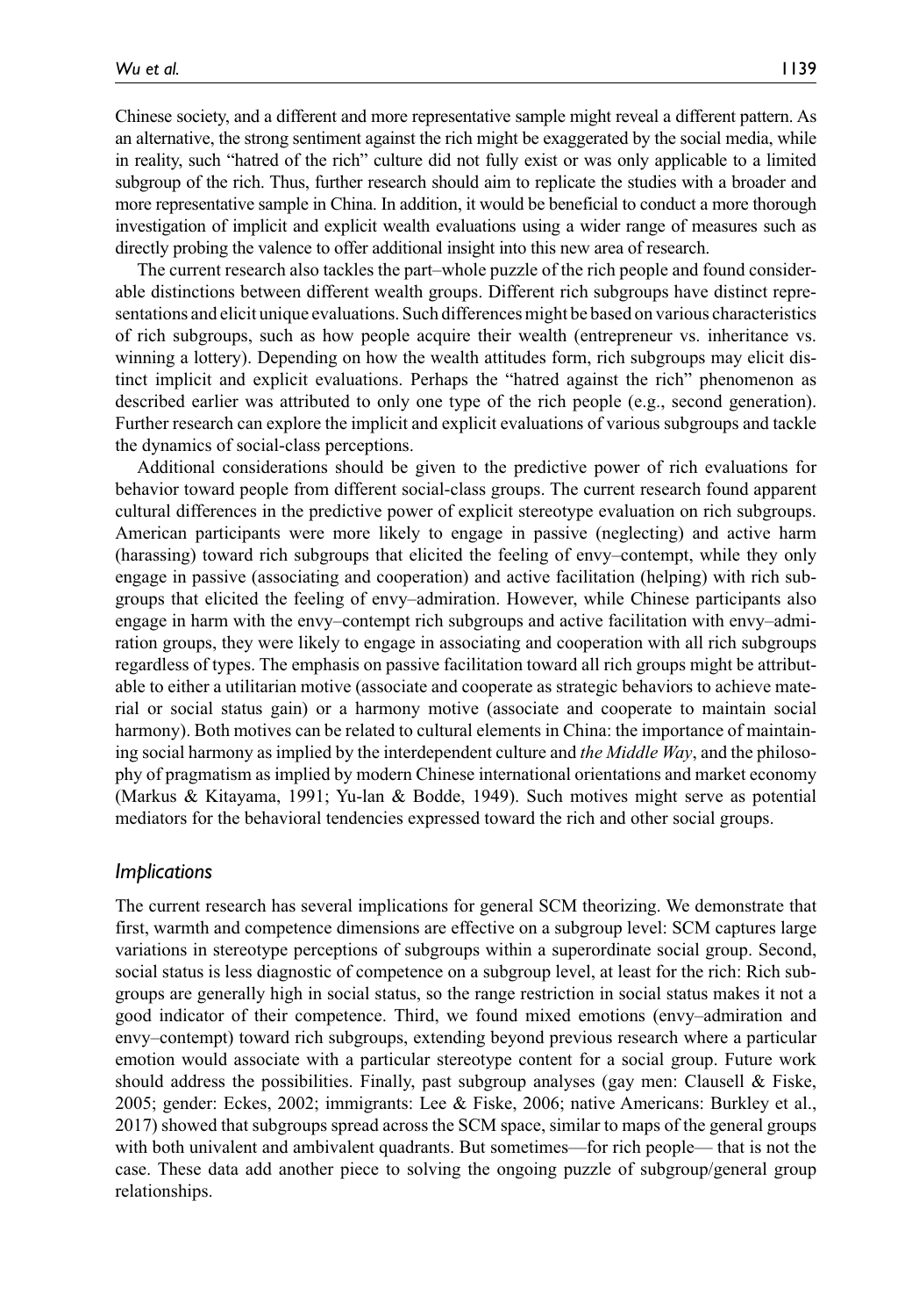Chinese society, and a different and more representative sample might reveal a different pattern. As an alternative, the strong sentiment against the rich might be exaggerated by the social media, while in reality, such "hatred of the rich" culture did not fully exist or was only applicable to a limited subgroup of the rich. Thus, further research should aim to replicate the studies with a broader and more representative sample in China. In addition, it would be beneficial to conduct a more thorough investigation of implicit and explicit wealth evaluations using a wider range of measures such as directly probing the valence to offer additional insight into this new area of research.

The current research also tackles the part–whole puzzle of the rich people and found considerable distinctions between different wealth groups. Different rich subgroups have distinct representations and elicit unique evaluations. Such differences might be based on various characteristics of rich subgroups, such as how people acquire their wealth (entrepreneur vs. inheritance vs. winning a lottery). Depending on how the wealth attitudes form, rich subgroups may elicit distinct implicit and explicit evaluations. Perhaps the "hatred against the rich" phenomenon as described earlier was attributed to only one type of the rich people (e.g., second generation). Further research can explore the implicit and explicit evaluations of various subgroups and tackle the dynamics of social-class perceptions.

Additional considerations should be given to the predictive power of rich evaluations for behavior toward people from different social-class groups. The current research found apparent cultural differences in the predictive power of explicit stereotype evaluation on rich subgroups. American participants were more likely to engage in passive (neglecting) and active harm (harassing) toward rich subgroups that elicited the feeling of envy–contempt, while they only engage in passive (associating and cooperation) and active facilitation (helping) with rich subgroups that elicited the feeling of envy–admiration. However, while Chinese participants also engage in harm with the envy–contempt rich subgroups and active facilitation with envy–admiration groups, they were likely to engage in associating and cooperation with all rich subgroups regardless of types. The emphasis on passive facilitation toward all rich groups might be attributable to either a utilitarian motive (associate and cooperate as strategic behaviors to achieve material or social status gain) or a harmony motive (associate and cooperate to maintain social harmony). Both motives can be related to cultural elements in China: the importance of maintaining social harmony as implied by the interdependent culture and *the Middle Way*, and the philosophy of pragmatism as implied by modern Chinese international orientations and market economy (Markus & Kitayama, 1991; Yu-lan & Bodde, 1949). Such motives might serve as potential mediators for the behavioral tendencies expressed toward the rich and other social groups.

## *Implications*

The current research has several implications for general SCM theorizing. We demonstrate that first, warmth and competence dimensions are effective on a subgroup level: SCM captures large variations in stereotype perceptions of subgroups within a superordinate social group. Second, social status is less diagnostic of competence on a subgroup level, at least for the rich: Rich subgroups are generally high in social status, so the range restriction in social status makes it not a good indicator of their competence. Third, we found mixed emotions (envy–admiration and envy–contempt) toward rich subgroups, extending beyond previous research where a particular emotion would associate with a particular stereotype content for a social group. Future work should address the possibilities. Finally, past subgroup analyses (gay men: Clausell & Fiske, 2005; gender: Eckes, 2002; immigrants: Lee & Fiske, 2006; native Americans: Burkley et al., 2017) showed that subgroups spread across the SCM space, similar to maps of the general groups with both univalent and ambivalent quadrants. But sometimes—for rich people— that is not the case. These data add another piece to solving the ongoing puzzle of subgroup/general group relationships.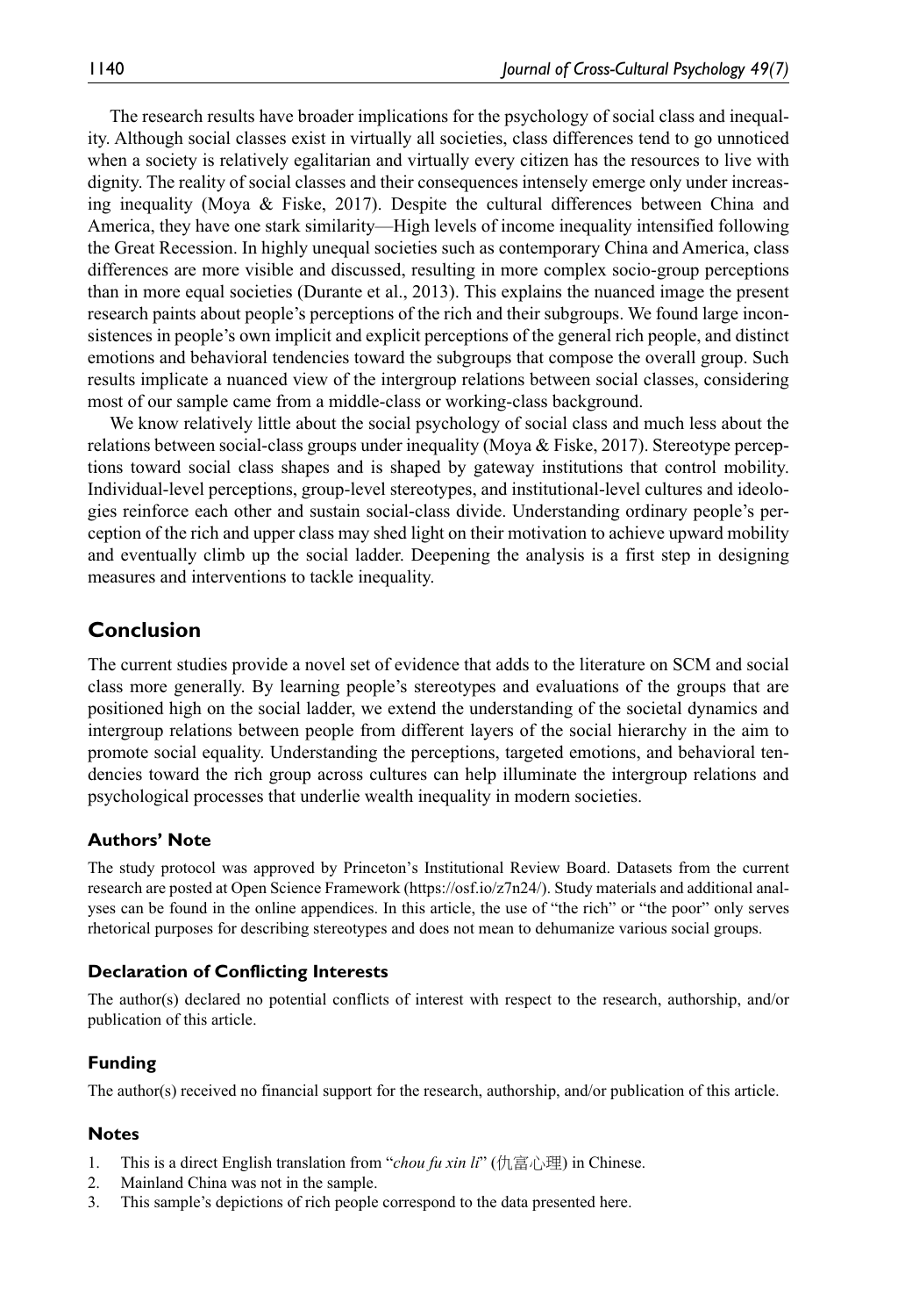The research results have broader implications for the psychology of social class and inequality. Although social classes exist in virtually all societies, class differences tend to go unnoticed when a society is relatively egalitarian and virtually every citizen has the resources to live with dignity. The reality of social classes and their consequences intensely emerge only under increasing inequality (Moya & Fiske, 2017). Despite the cultural differences between China and America, they have one stark similarity—High levels of income inequality intensified following the Great Recession. In highly unequal societies such as contemporary China and America, class differences are more visible and discussed, resulting in more complex socio-group perceptions than in more equal societies (Durante et al., 2013). This explains the nuanced image the present research paints about people's perceptions of the rich and their subgroups. We found large inconsistences in people's own implicit and explicit perceptions of the general rich people, and distinct emotions and behavioral tendencies toward the subgroups that compose the overall group. Such results implicate a nuanced view of the intergroup relations between social classes, considering most of our sample came from a middle-class or working-class background.

We know relatively little about the social psychology of social class and much less about the relations between social-class groups under inequality (Moya & Fiske, 2017). Stereotype perceptions toward social class shapes and is shaped by gateway institutions that control mobility. Individual-level perceptions, group-level stereotypes, and institutional-level cultures and ideologies reinforce each other and sustain social-class divide. Understanding ordinary people's perception of the rich and upper class may shed light on their motivation to achieve upward mobility and eventually climb up the social ladder. Deepening the analysis is a first step in designing measures and interventions to tackle inequality.

## Conclusion

The current studies provide a novel set of evidence that adds to the literature on SCM and social class more generally. By learning people's stereotypes and evaluations of the groups that are positioned high on the social ladder, we extend the understanding of the societal dynamics and intergroup relations between people from different layers of the social hierarchy in the aim to promote social equality. Understanding the perceptions, targeted emotions, and behavioral tendencies toward the rich group across cultures can help illuminate the intergroup relations and psychological processes that underlie wealth inequality in modern societies.

### Authors' Note

The study protocol was approved by Princeton's Institutional Review Board. Datasets from the current research are posted at Open Science Framework (https://osf.io/z7n24/). Study materials and additional analyses can be found in the online appendices. In this article, the use of "the rich" or "the poor" only serves rhetorical purposes for describing stereotypes and does not mean to dehumanize various social groups.

### Declaration of Conflicting Interests

The author(s) declared no potential conflicts of interest with respect to the research, authorship, and/or publication of this article.

### Funding

The author(s) received no financial support for the research, authorship, and/or publication of this article.

### Notes

1. This is a direct English translation from "*chou fu xin li*" (仇富心理) in Chinese.
2. Mainland China was not in the sample.
3. This sample's depictions of rich people correspond to the data presented here.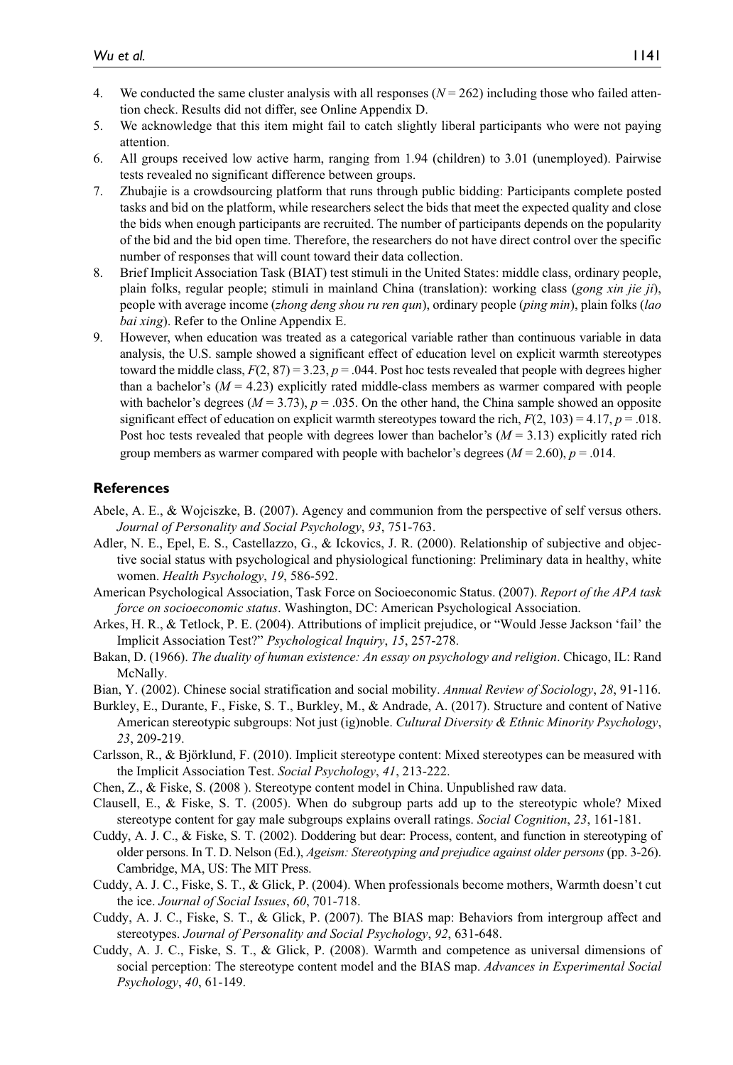4. We conducted the same cluster analysis with all responses ($N = 262$) including those who failed attention check. Results did not differ, see Online Appendix D.
5. We acknowledge that this item might fail to catch slightly liberal participants who were not paying attention.
6. All groups received low active harm, ranging from 1.94 (children) to 3.01 (unemployed). Pairwise tests revealed no significant difference between groups.
7. Zhubajie is a crowdsourcing platform that runs through public bidding: Participants complete posted tasks and bid on the platform, while researchers select the bids that meet the expected quality and close the bids when enough participants are recruited. The number of participants depends on the popularity of the bid and the bid open time. Therefore, the researchers do not have direct control over the specific number of responses that will count toward their data collection.
8. Brief Implicit Association Task (BIAT) test stimuli in the United States: middle class, ordinary people, plain folks, regular people; stimuli in mainland China (translation): working class (*gong xin jie ji*), people with average income (*zhong deng shou ru ren qun*), ordinary people (*ping min*), plain folks (*lao bai xing*). Refer to the Online Appendix E.
9. However, when education was treated as a categorical variable rather than continuous variable in data analysis, the U.S. sample showed a significant effect of education level on explicit warmth stereotypes toward the middle class, $F(2, 87) = 3.23$, $p = .044$. Post hoc tests revealed that people with degrees higher than a bachelor's ($M = 4.23$) explicitly rated middle-class members as warmer compared with people with bachelor's degrees ($M = 3.73$), $p = .035$. On the other hand, the China sample showed an opposite significant effect of education on explicit warmth stereotypes toward the rich, $F(2, 103) = 4.17$, $p = .018$. Post hoc tests revealed that people with degrees lower than bachelor's ($M = 3.13$) explicitly rated rich group members as warmer compared with people with bachelor's degrees ($M = 2.60$), $p = .014$.

## References

Abele, A. E., & Wojciszke, B. (2007). Agency and communion from the perspective of self versus others. *Journal of Personality and Social Psychology*, *93*, 751-763.

Adler, N. E., Epel, E. S., Castellazzo, G., & Ickovics, J. R. (2000). Relationship of subjective and objective social status with psychological and physiological functioning: Preliminary data in healthy, white women. *Health Psychology*, *19*, 586-592.

American Psychological Association, Task Force on Socioeconomic Status. (2007). *Report of the APA task force on socioeconomic status*. Washington, DC: American Psychological Association.

Arkes, H. R., & Tetlock, P. E. (2004). Attributions of implicit prejudice, or "Would Jesse Jackson 'fail' the Implicit Association Test?" *Psychological Inquiry*, *15*, 257-278.

Bakan, D. (1966). *The duality of human existence: An essay on psychology and religion*. Chicago, IL: Rand McNally.

Bian, Y. (2002). Chinese social stratification and social mobility. *Annual Review of Sociology*, *28*, 91-116.

Burkley, E., Durante, F., Fiske, S. T., Burkley, M., & Andrade, A. (2017). Structure and content of Native American stereotypic subgroups: Not just (ig)noble. *Cultural Diversity & Ethnic Minority Psychology*, *23*, 209-219.

Carlsson, R., & Björklund, F. (2010). Implicit stereotype content: Mixed stereotypes can be measured with the Implicit Association Test. *Social Psychology*, *41*, 213-222.

Chen, Z., & Fiske, S. (2008 ). Stereotype content model in China. Unpublished raw data.

Clausell, E., & Fiske, S. T. (2005). When do subgroup parts add up to the stereotypic whole? Mixed stereotype content for gay male subgroups explains overall ratings. *Social Cognition*, *23*, 161-181.

Cuddy, A. J. C., & Fiske, S. T. (2002). Doddering but dear: Process, content, and function in stereotyping of older persons. In T. D. Nelson (Ed.), *Ageism: Stereotyping and prejudice against older persons* (pp. 3-26). Cambridge, MA, US: The MIT Press.

Cuddy, A. J. C., Fiske, S. T., & Glick, P. (2004). When professionals become mothers, Warmth doesn't cut the ice. *Journal of Social Issues*, *60*, 701-718.

Cuddy, A. J. C., Fiske, S. T., & Glick, P. (2007). The BIAS map: Behaviors from intergroup affect and stereotypes. *Journal of Personality and Social Psychology*, *92*, 631-648.

Cuddy, A. J. C., Fiske, S. T., & Glick, P. (2008). Warmth and competence as universal dimensions of social perception: The stereotype content model and the BIAS map. *Advances in Experimental Social Psychology*, *40*, 61-149.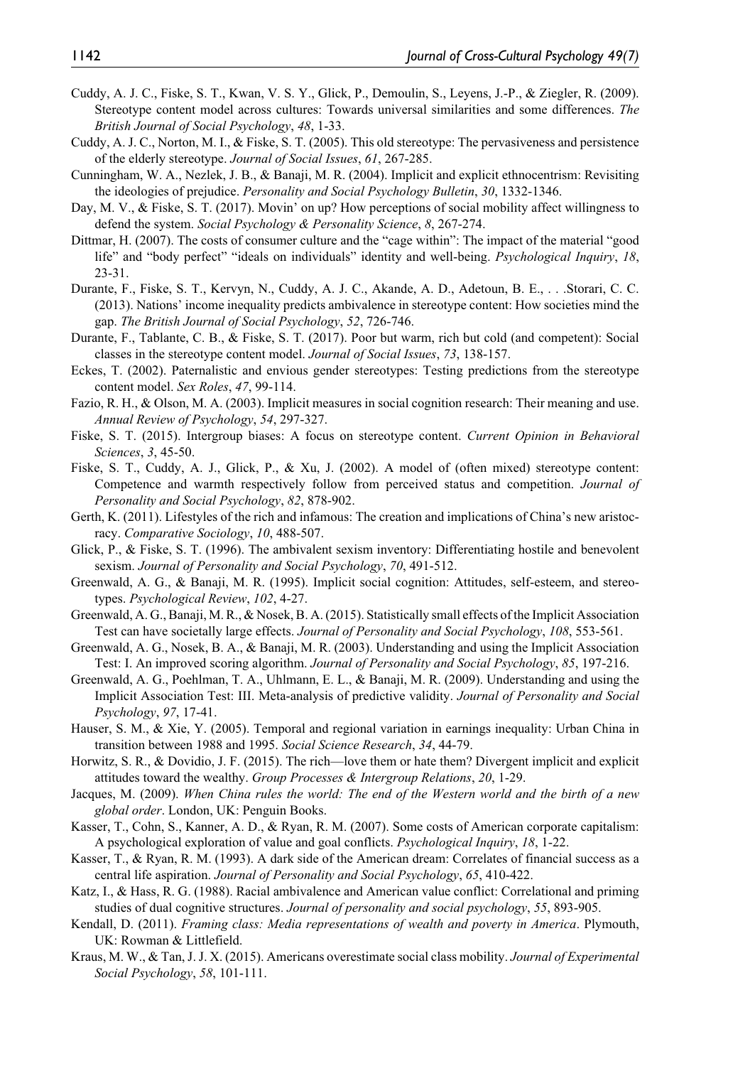Cuddy, A. J. C., Fiske, S. T., Kwan, V. S. Y., Glick, P., Demoulin, S., Leyens, J.-P., & Ziegler, R. (2009). Stereotype content model across cultures: Towards universal similarities and some differences. *The British Journal of Social Psychology*, *48*, 1-33.

Cuddy, A. J. C., Norton, M. I., & Fiske, S. T. (2005). This old stereotype: The pervasiveness and persistence of the elderly stereotype. *Journal of Social Issues*, *61*, 267-285.

Cunningham, W. A., Nezlek, J. B., & Banaji, M. R. (2004). Implicit and explicit ethnocentrism: Revisiting the ideologies of prejudice. *Personality and Social Psychology Bulletin*, *30*, 1332-1346.

Day, M. V., & Fiske, S. T. (2017). Movin' on up? How perceptions of social mobility affect willingness to defend the system. *Social Psychology & Personality Science*, *8*, 267-274.

Dittmar, H. (2007). The costs of consumer culture and the "cage within": The impact of the material "good life" and "body perfect" "ideals on individuals" identity and well-being. *Psychological Inquiry*, *18*, 23-31.

Durante, F., Fiske, S. T., Kervyn, N., Cuddy, A. J. C., Akande, A. D., Adetoun, B. E., . . .Storari, C. C. (2013). Nations' income inequality predicts ambivalence in stereotype content: How societies mind the gap. *The British Journal of Social Psychology*, *52*, 726-746.

Durante, F., Tablante, C. B., & Fiske, S. T. (2017). Poor but warm, rich but cold (and competent): Social classes in the stereotype content model. *Journal of Social Issues*, *73*, 138-157.

Eckes, T. (2002). Paternalistic and envious gender stereotypes: Testing predictions from the stereotype content model. *Sex Roles*, *47*, 99-114.

Fazio, R. H., & Olson, M. A. (2003). Implicit measures in social cognition research: Their meaning and use. *Annual Review of Psychology*, *54*, 297-327.

Fiske, S. T. (2015). Intergroup biases: A focus on stereotype content. *Current Opinion in Behavioral Sciences*, *3*, 45-50.

Fiske, S. T., Cuddy, A. J., Glick, P., & Xu, J. (2002). A model of (often mixed) stereotype content: Competence and warmth respectively follow from perceived status and competition. *Journal of Personality and Social Psychology*, *82*, 878-902.

Gerth, K. (2011). Lifestyles of the rich and infamous: The creation and implications of China's new aristocracy. *Comparative Sociology*, *10*, 488-507.

Glick, P., & Fiske, S. T. (1996). The ambivalent sexism inventory: Differentiating hostile and benevolent sexism. *Journal of Personality and Social Psychology*, *70*, 491-512.

Greenwald, A. G., & Banaji, M. R. (1995). Implicit social cognition: Attitudes, self-esteem, and stereotypes. *Psychological Review*, *102*, 4-27.

Greenwald, A. G., Banaji, M. R., & Nosek, B. A. (2015). Statistically small effects of the Implicit Association Test can have societally large effects. *Journal of Personality and Social Psychology*, *108*, 553-561.

Greenwald, A. G., Nosek, B. A., & Banaji, M. R. (2003). Understanding and using the Implicit Association Test: I. An improved scoring algorithm. *Journal of Personality and Social Psychology*, *85*, 197-216.

Greenwald, A. G., Poehlman, T. A., Uhlmann, E. L., & Banaji, M. R. (2009). Understanding and using the Implicit Association Test: III. Meta-analysis of predictive validity. *Journal of Personality and Social Psychology*, *97*, 17-41.

Hauser, S. M., & Xie, Y. (2005). Temporal and regional variation in earnings inequality: Urban China in transition between 1988 and 1995. *Social Science Research*, *34*, 44-79.

Horwitz, S. R., & Dovidio, J. F. (2015). The rich—love them or hate them? Divergent implicit and explicit attitudes toward the wealthy. *Group Processes & Intergroup Relations*, *20*, 1-29.

Jacques, M. (2009). *When China rules the world: The end of the Western world and the birth of a new global order*. London, UK: Penguin Books.

Kasser, T., Cohn, S., Kanner, A. D., & Ryan, R. M. (2007). Some costs of American corporate capitalism: A psychological exploration of value and goal conflicts. *Psychological Inquiry*, *18*, 1-22.

Kasser, T., & Ryan, R. M. (1993). A dark side of the American dream: Correlates of financial success as a central life aspiration. *Journal of Personality and Social Psychology*, *65*, 410-422.

Katz, I., & Hass, R. G. (1988). Racial ambivalence and American value conflict: Correlational and priming studies of dual cognitive structures. *Journal of personality and social psychology*, *55*, 893-905.

Kendall, D. (2011). *Framing class: Media representations of wealth and poverty in America*. Plymouth, UK: Rowman & Littlefield.

Kraus, M. W., & Tan, J. J. X. (2015). Americans overestimate social class mobility. *Journal of Experimental Social Psychology*, *58*, 101-111.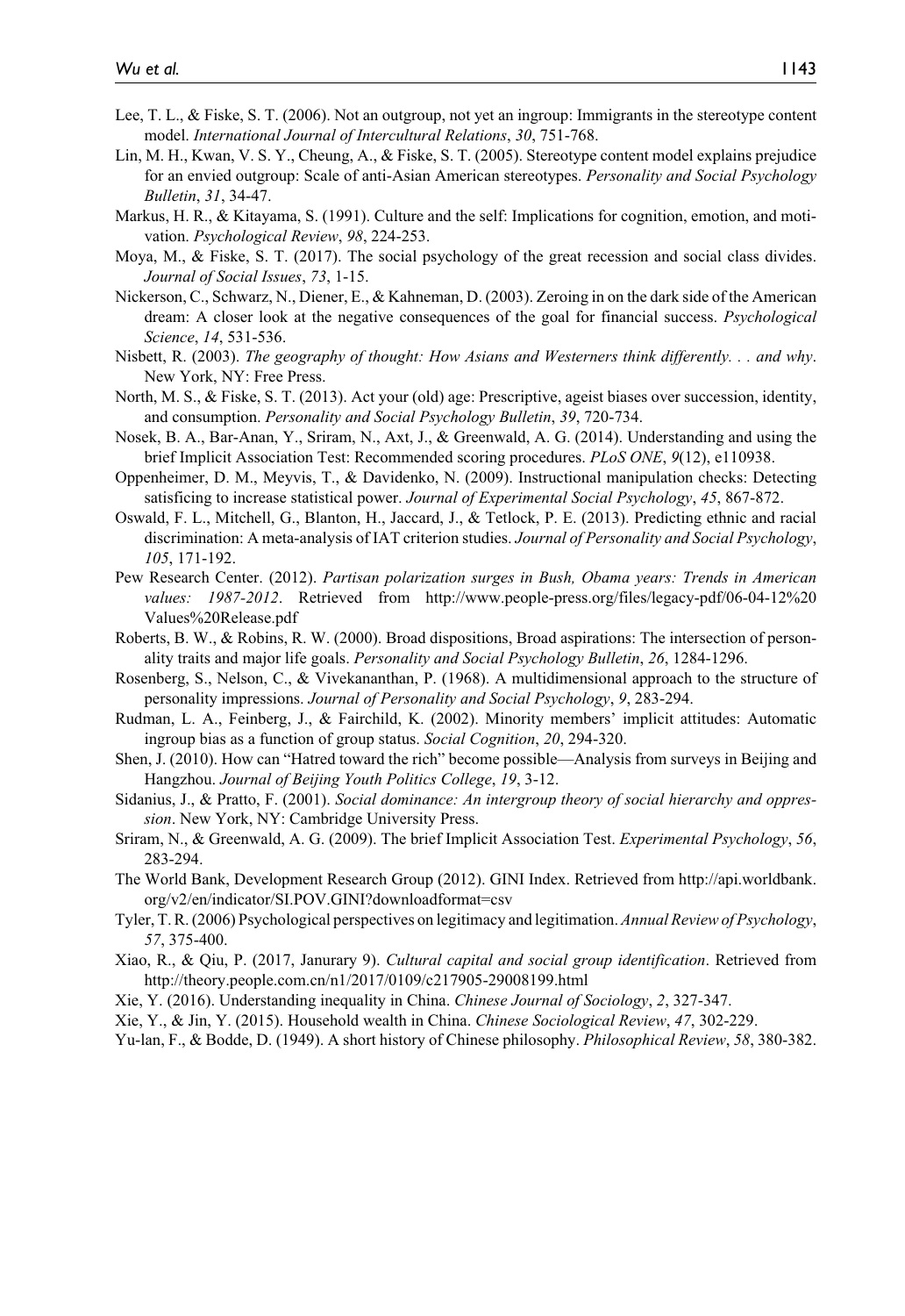Lee, T. L., & Fiske, S. T. (2006). Not an outgroup, not yet an ingroup: Immigrants in the stereotype content model. *International Journal of Intercultural Relations*, *30*, 751-768.

Lin, M. H., Kwan, V. S. Y., Cheung, A., & Fiske, S. T. (2005). Stereotype content model explains prejudice for an envied outgroup: Scale of anti-Asian American stereotypes. *Personality and Social Psychology Bulletin*, *31*, 34-47.

Markus, H. R., & Kitayama, S. (1991). Culture and the self: Implications for cognition, emotion, and motivation. *Psychological Review*, *98*, 224-253.

Moya, M., & Fiske, S. T. (2017). The social psychology of the great recession and social class divides. *Journal of Social Issues*, *73*, 1-15.

Nickerson, C., Schwarz, N., Diener, E., & Kahneman, D. (2003). Zeroing in on the dark side of the American dream: A closer look at the negative consequences of the goal for financial success. *Psychological Science*, *14*, 531-536.

Nisbett, R. (2003). *The geography of thought: How Asians and Westerners think differently. . . and why*. New York, NY: Free Press.

North, M. S., & Fiske, S. T. (2013). Act your (old) age: Prescriptive, ageist biases over succession, identity, and consumption. *Personality and Social Psychology Bulletin*, *39*, 720-734.

Nosek, B. A., Bar-Anan, Y., Sriram, N., Axt, J., & Greenwald, A. G. (2014). Understanding and using the brief Implicit Association Test: Recommended scoring procedures. *PLoS ONE*, *9*(12), e110938.

Oppenheimer, D. M., Meyvis, T., & Davidenko, N. (2009). Instructional manipulation checks: Detecting satisficing to increase statistical power. *Journal of Experimental Social Psychology*, *45*, 867-872.

Oswald, F. L., Mitchell, G., Blanton, H., Jaccard, J., & Tetlock, P. E. (2013). Predicting ethnic and racial discrimination: A meta-analysis of IAT criterion studies. *Journal of Personality and Social Psychology*, *105*, 171-192.

Pew Research Center. (2012). *Partisan polarization surges in Bush, Obama years: Trends in American values: 1987-2012*. Retrieved from http://www.people-press.org/files/legacy-pdf/06-04-12%20Values%20Release.pdf

Roberts, B. W., & Robins, R. W. (2000). Broad dispositions, Broad aspirations: The intersection of personality traits and major life goals. *Personality and Social Psychology Bulletin*, *26*, 1284-1296.

Rosenberg, S., Nelson, C., & Vivekananthan, P. (1968). A multidimensional approach to the structure of personality impressions. *Journal of Personality and Social Psychology*, *9*, 283-294.

Rudman, L. A., Feinberg, J., & Fairchild, K. (2002). Minority members' implicit attitudes: Automatic ingroup bias as a function of group status. *Social Cognition*, *20*, 294-320.

Shen, J. (2010). How can "Hatred toward the rich" become possible—Analysis from surveys in Beijing and Hangzhou. *Journal of Beijing Youth Politics College*, *19*, 3-12.

Sidanius, J., & Pratto, F. (2001). *Social dominance: An intergroup theory of social hierarchy and oppression*. New York, NY: Cambridge University Press.

Sriram, N., & Greenwald, A. G. (2009). The brief Implicit Association Test. *Experimental Psychology*, *56*, 283-294.

The World Bank, Development Research Group (2012). GINI Index. Retrieved from http://api.worldbank.org/v2/en/indicator/SI.POV.GINI?downloadformat=csv

Tyler, T. R. (2006) Psychological perspectives on legitimacy and legitimation. *Annual Review of Psychology*, *57*, 375-400.

Xiao, R., & Qiu, P. (2017, Janurary 9). *Cultural capital and social group identification*. Retrieved from http://theory.people.com.cn/n1/2017/0109/c217905-29008199.html

Xie, Y. (2016). Understanding inequality in China. *Chinese Journal of Sociology*, *2*, 327-347.

Xie, Y., & Jin, Y. (2015). Household wealth in China. *Chinese Sociological Review*, *47*, 302-229.

Yu-lan, F., & Bodde, D. (1949). A short history of Chinese philosophy. *Philosophical Review*, *58*, 380-382.